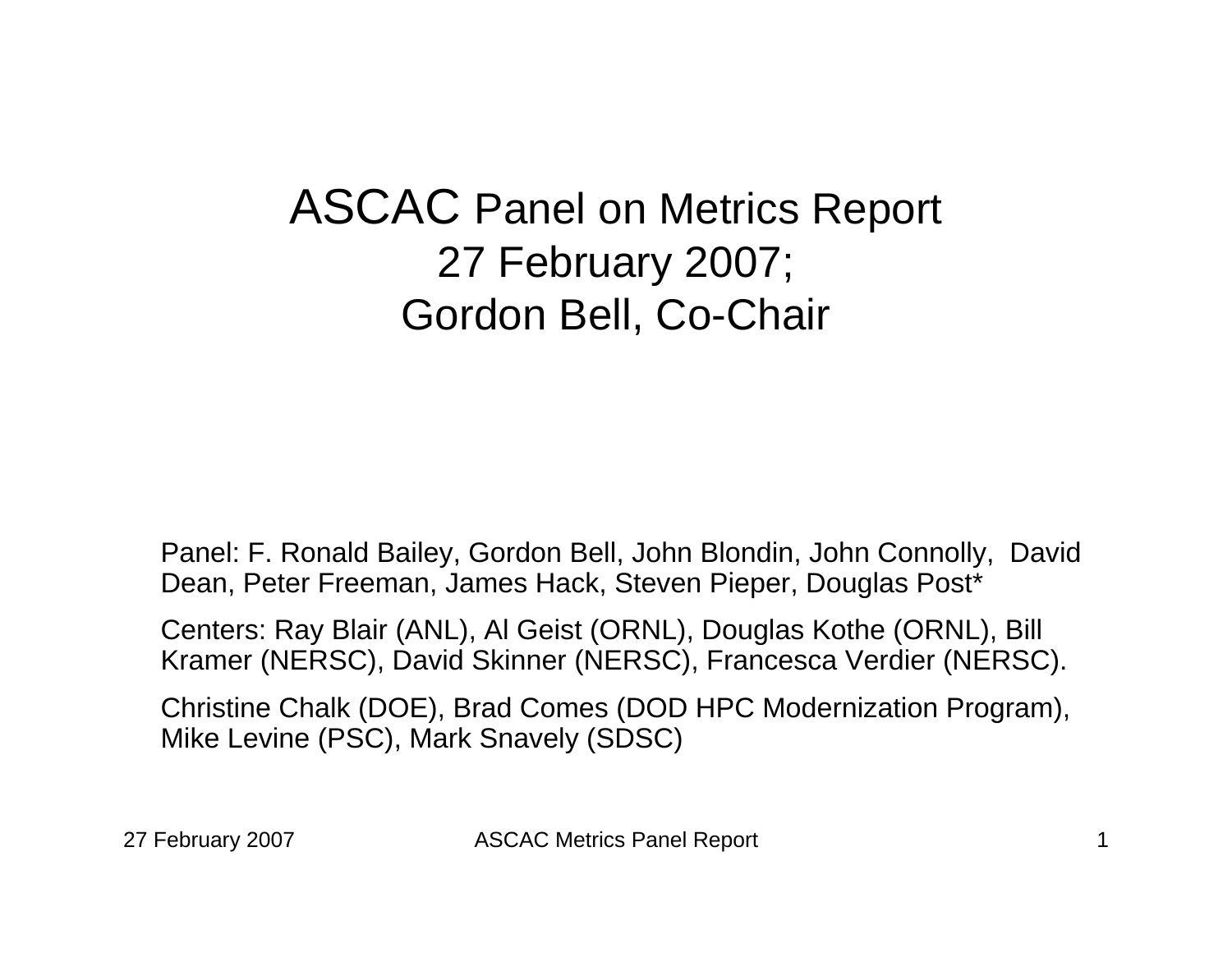# ASCAC Panel on Metrics Report
## 27 February 2007;
## Gordon Bell, Co-Chair

Panel: F. Ronald Bailey, Gordon Bell, John Blondin, John Connolly, David Dean, Peter Freeman, James Hack, Steven Pieper, Douglas Post*

Centers: Ray Blair (ANL), Al Geist (ORNL), Douglas Kothe (ORNL), Bill Kramer (NERSC), David Skinner (NERSC), Francesca Verdier (NERSC).

Christine Chalk (DOE), Brad Comes (DOD HPC Modernization Program), Mike Levine (PSC), Mark Snavely (SDSC)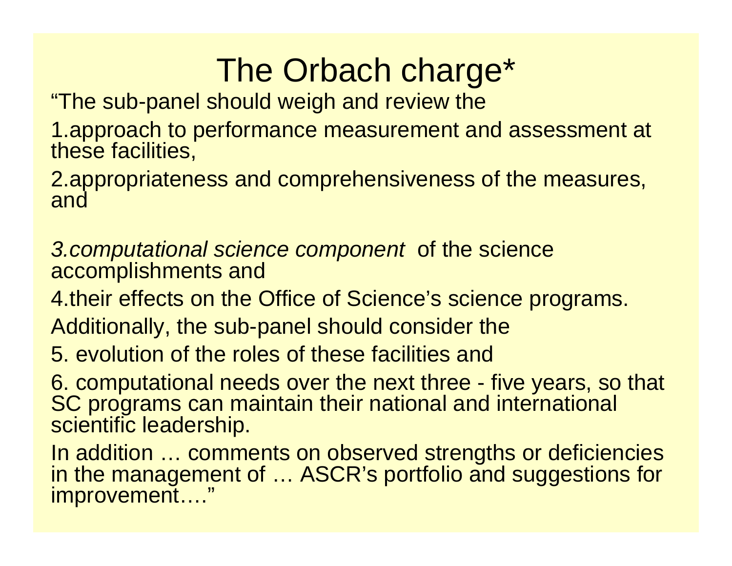# The Orbach charge*

"The sub-panel should weigh and review the

1.approach to performance measurement and assessment at these facilities,

2.appropriateness and comprehensiveness of the measures, and

*3.computational science component* of the science accomplishments and

4.their effects on the Office of Science's science programs.

Additionally, the sub-panel should consider the

5. evolution of the roles of these facilities and

6. computational needs over the next three - five years, so that SC programs can maintain their national and international scientific leadership.

In addition … comments on observed strengths or deficiencies in the management of … ASCR's portfolio and suggestions for improvement…."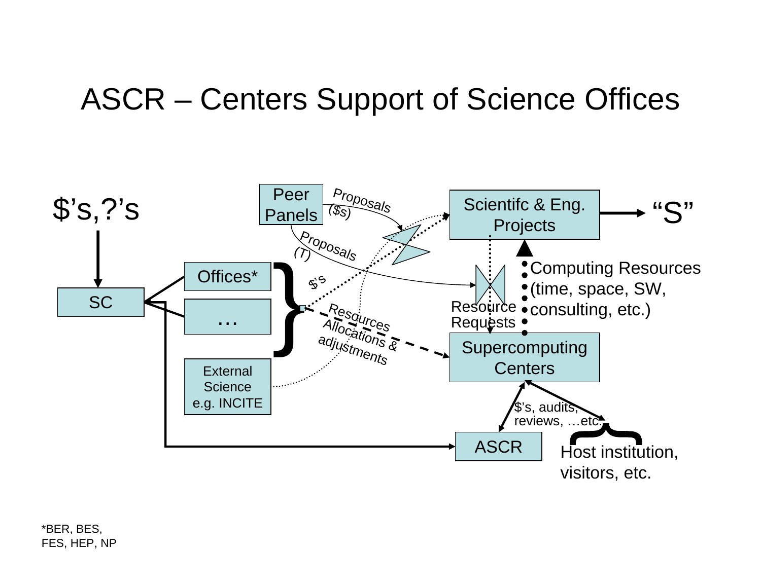# ASCR – Centers Support of Science Offices

$’s,?’s

Peer Panels

Proposals ($s)

Proposals (T)

Scientifc & Eng. Projects

“S”

Offices*

SC

…

External Science e.g. INCITE

$’s

Resources Allocations & adjustments

Computing Resources (time, space, SW, consulting, etc.)

Resource Requests

Supercomputing Centers

$’s, audits, reviews, …etc.

ASCR

Host institution, visitors, etc.

*BER, BES, FES, HEP, NP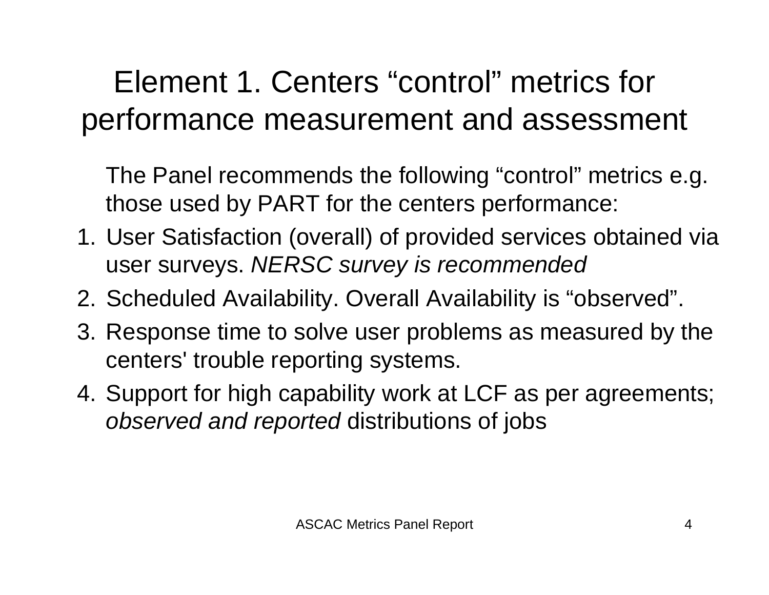# Element 1. Centers "control" metrics for performance measurement and assessment

The Panel recommends the following "control" metrics e.g. those used by PART for the centers performance:

1. User Satisfaction (overall) of provided services obtained via user surveys. *NERSC survey is recommended*
2. Scheduled Availability. Overall Availability is "observed".
3. Response time to solve user problems as measured by the centers' trouble reporting systems.
4. Support for high capability work at LCF as per agreements; *observed and reported* distributions of jobs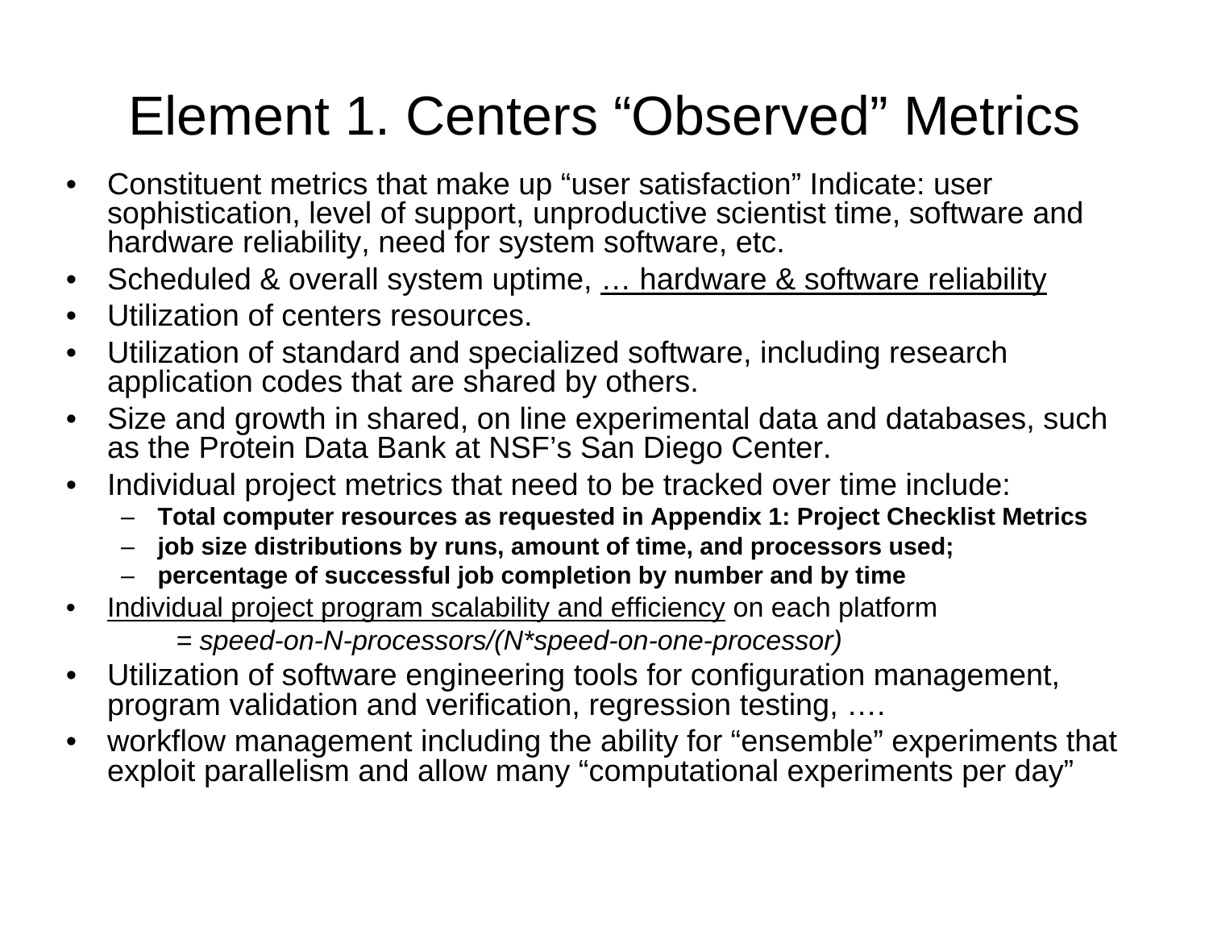# Element 1. Centers "Observed" Metrics

- Constituent metrics that make up "user satisfaction" Indicate: user sophistication, level of support, unproductive scientist time, software and hardware reliability, need for system software, etc.
- Scheduled & overall system uptime, <u>… hardware & software reliability</u>
- Utilization of centers resources.
- Utilization of standard and specialized software, including research application codes that are shared by others.
- Size and growth in shared, on line experimental data and databases, such as the Protein Data Bank at NSF's San Diego Center.
- Individual project metrics that need to be tracked over time include:
  - **Total computer resources as requested in Appendix 1: Project Checklist Metrics**
  - **job size distributions by runs, amount of time, and processors used;**
  - **percentage of successful job completion by number and by time**
- <u>Individual project program scalability and efficiency</u> on each platform

  *= speed-on-N-processors/(N*speed-on-one-processor)*
- Utilization of software engineering tools for configuration management, program validation and verification, regression testing, ….
- workflow management including the ability for "ensemble" experiments that exploit parallelism and allow many "computational experiments per day"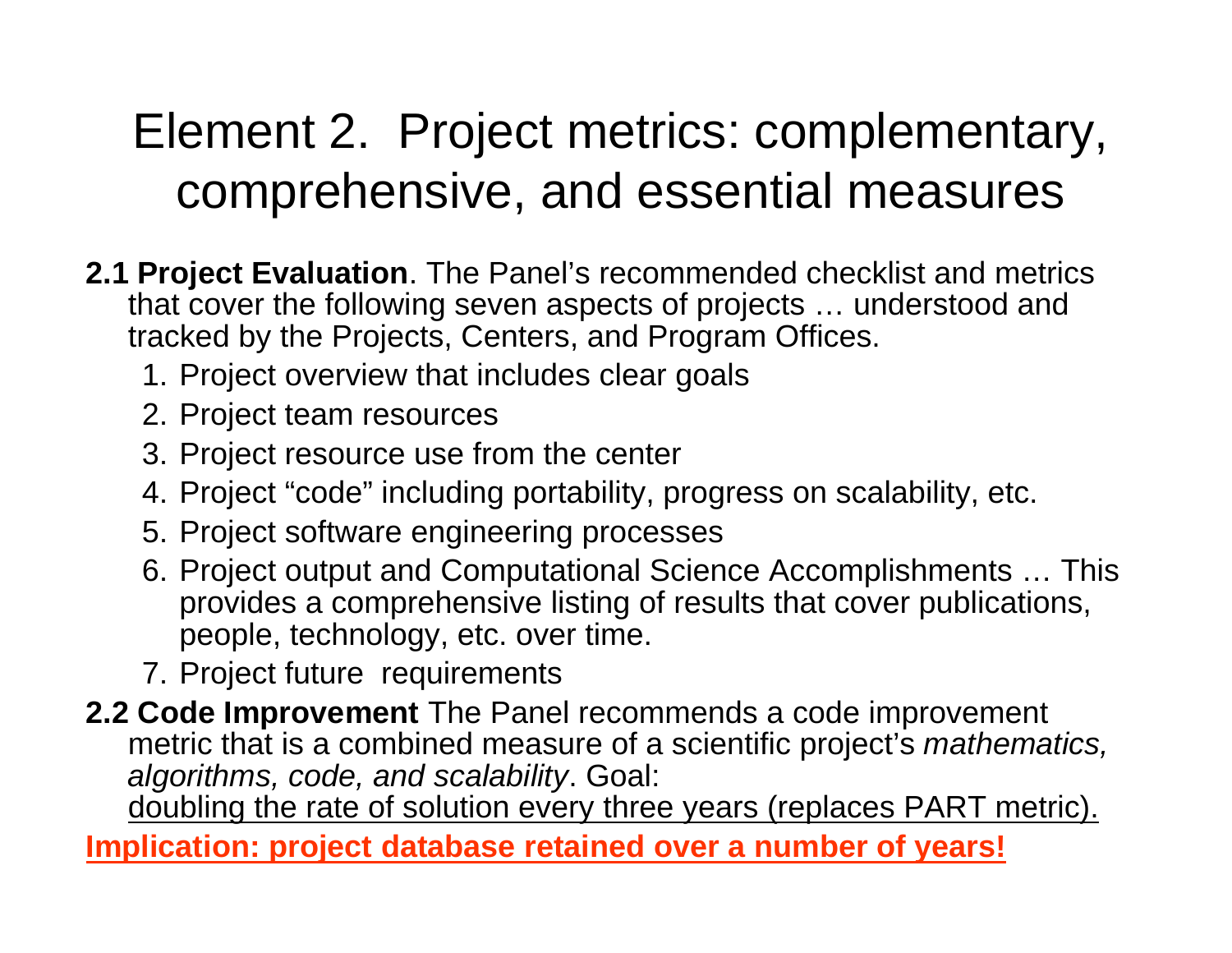# Element 2. Project metrics: complementary, comprehensive, and essential measures

**2.1 Project Evaluation**. The Panel's recommended checklist and metrics that cover the following seven aspects of projects … understood and tracked by the Projects, Centers, and Program Offices.

1. Project overview that includes clear goals
2. Project team resources
3. Project resource use from the center
4. Project "code" including portability, progress on scalability, etc.
5. Project software engineering processes
6. Project output and Computational Science Accomplishments … This provides a comprehensive listing of results that cover publications, people, technology, etc. over time.
7. Project future requirements

**2.2 Code Improvement** The Panel recommends a code improvement metric that is a combined measure of a scientific project's *mathematics, algorithms, code, and scalability*. Goal: <u>doubling the rate of solution every three years (replaces PART metric).</u>

**<u>Implication: project database retained over a number of years!</u>**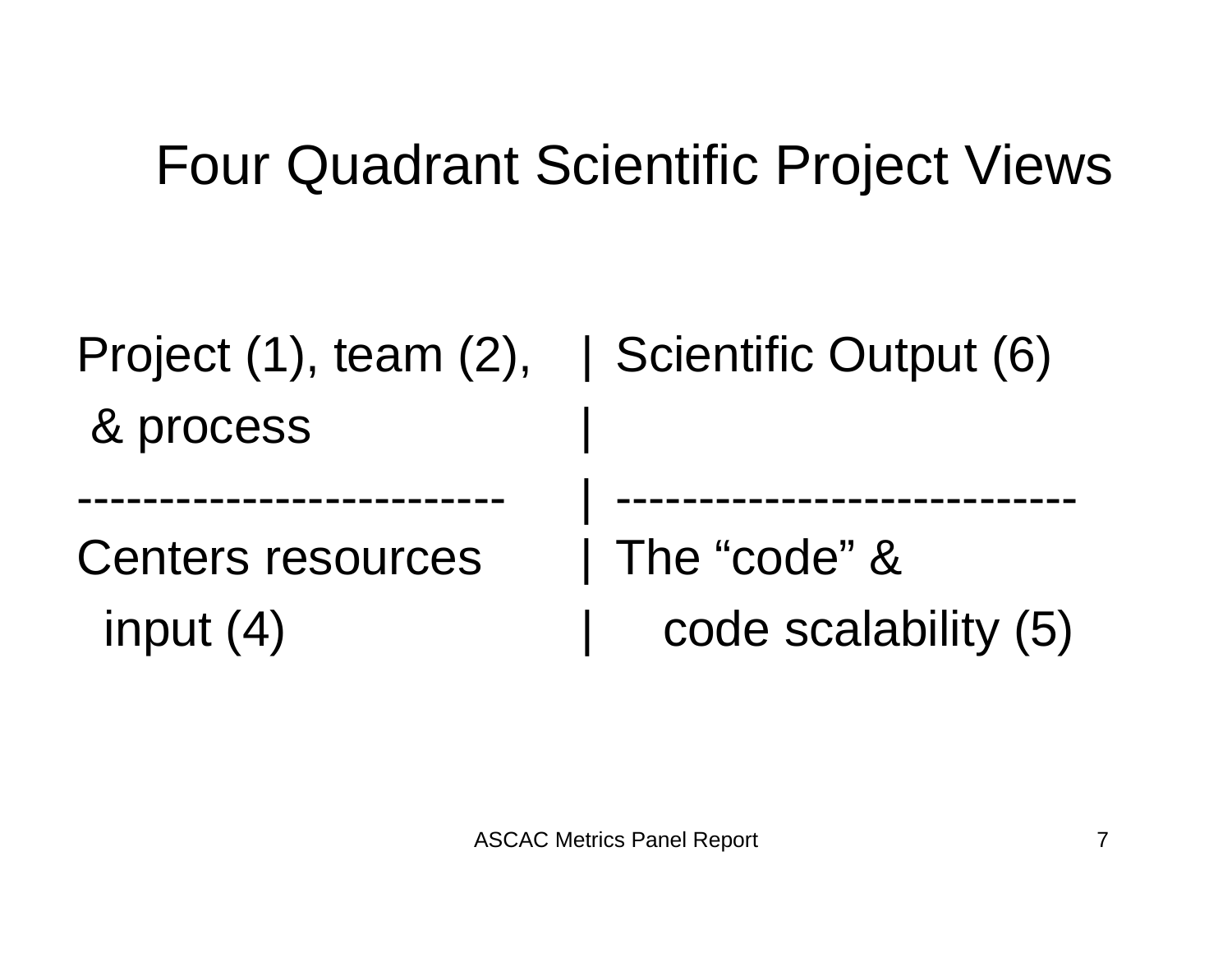# Four Quadrant Scientific Project Views

| | |
|---|---|
| Project (1), team (2), & process | Scientific Output (6) |
| Centers resources input (4) | The “code” & code scalability (5) |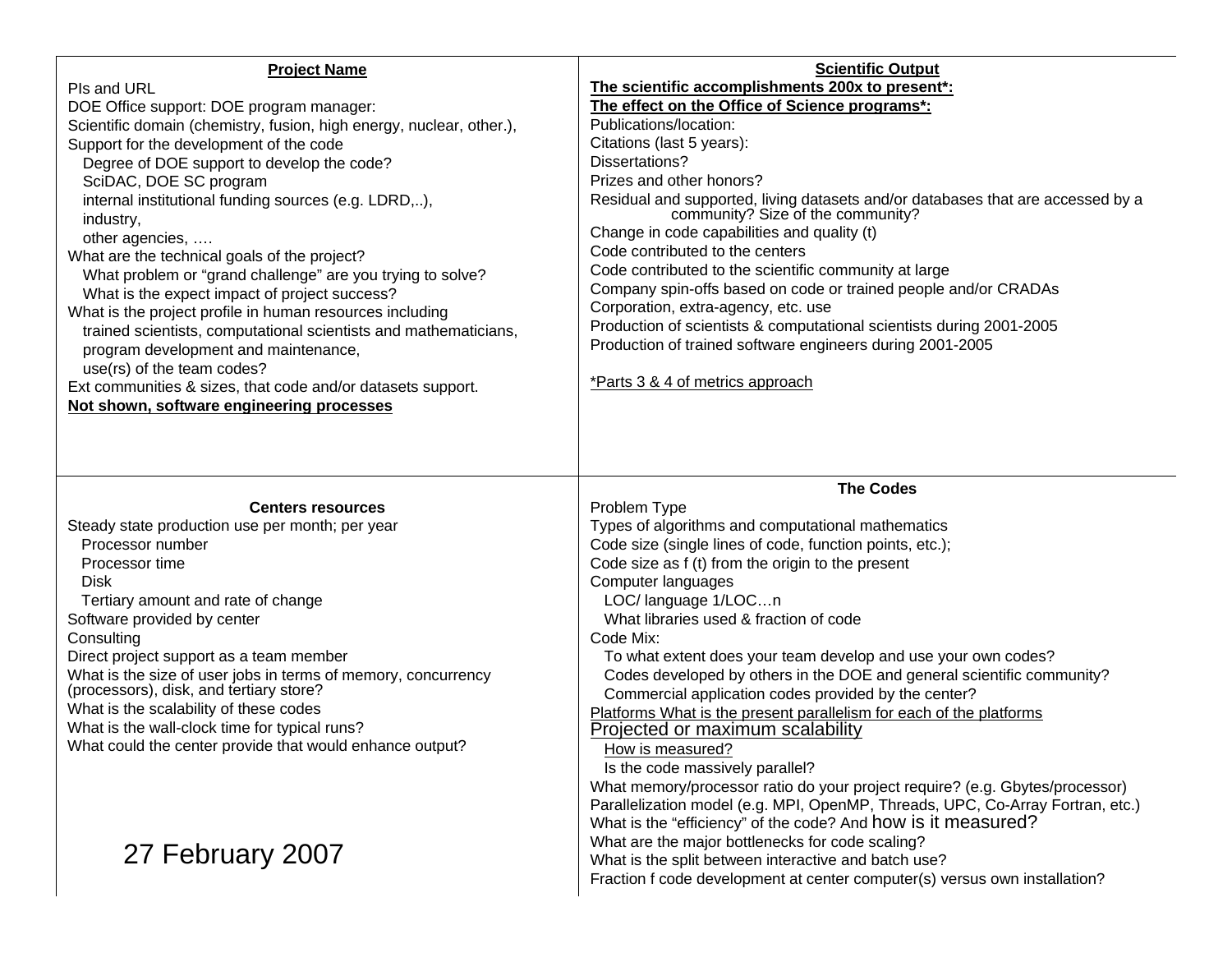## Project Name

PIs and URL
DOE Office support: DOE program manager:
Scientific domain (chemistry, fusion, high energy, nuclear, other.),
Support for the development of the code
- Degree of DOE support to develop the code?
- SciDAC, DOE SC program
- internal institutional funding sources (e.g. LDRD,..),
- industry,
- other agencies, ….

What are the technical goals of the project?
- What problem or "grand challenge" are you trying to solve?
- What is the expect impact of project success?

What is the project profile in human resources including
- trained scientists, computational scientists and mathematicians,
- program development and maintenance,
- use(rs) of the team codes?

Ext communities & sizes, that code and/or datasets support.
**Not shown, software engineering processes**

## Scientific Output

**The scientific accomplishments 200x to present*:**
**The effect on the Office of Science programs*:**
Publications/location:
Citations (last 5 years):
Dissertations?
Prizes and other honors?
Residual and supported, living datasets and/or databases that are accessed by a community? Size of the community?
Change in code capabilities and quality (t)
Code contributed to the centers
Code contributed to the scientific community at large
Company spin-offs based on code or trained people and/or CRADAs
Corporation, extra-agency, etc. use
Production of scientists & computational scientists during 2001-2005
Production of trained software engineers during 2001-2005

*Parts 3 & 4 of metrics approach

## Centers resources

Steady state production use per month; per year
- Processor number
- Processor time
- Disk
- Tertiary amount and rate of change

Software provided by center
Consulting
Direct project support as a team member
What is the size of user jobs in terms of memory, concurrency (processors), disk, and tertiary store?
What is the scalability of these codes
What is the wall-clock time for typical runs?
What could the center provide that would enhance output?

27 February 2007

## The Codes

Problem Type
Types of algorithms and computational mathematics
Code size (single lines of code, function points, etc.);
Code size as f (t) from the origin to the present
Computer languages
- LOC/ language 1/LOC…n
- What libraries used & fraction of code

Code Mix:
- To what extent does your team develop and use your own codes?
- Codes developed by others in the DOE and general scientific community?
- Commercial application codes provided by the center?

Platforms What is the present parallelism for each of the platforms
Projected or maximum scalability
- How is measured?
- Is the code massively parallel?

What memory/processor ratio do your project require? (e.g. Gbytes/processor)
Parallelization model (e.g. MPI, OpenMP, Threads, UPC, Co-Array Fortran, etc.)
What is the "efficiency" of the code? And how is it measured?
What are the major bottlenecks for code scaling?
What is the split between interactive and batch use?
Fraction f code development at center computer(s) versus own installation?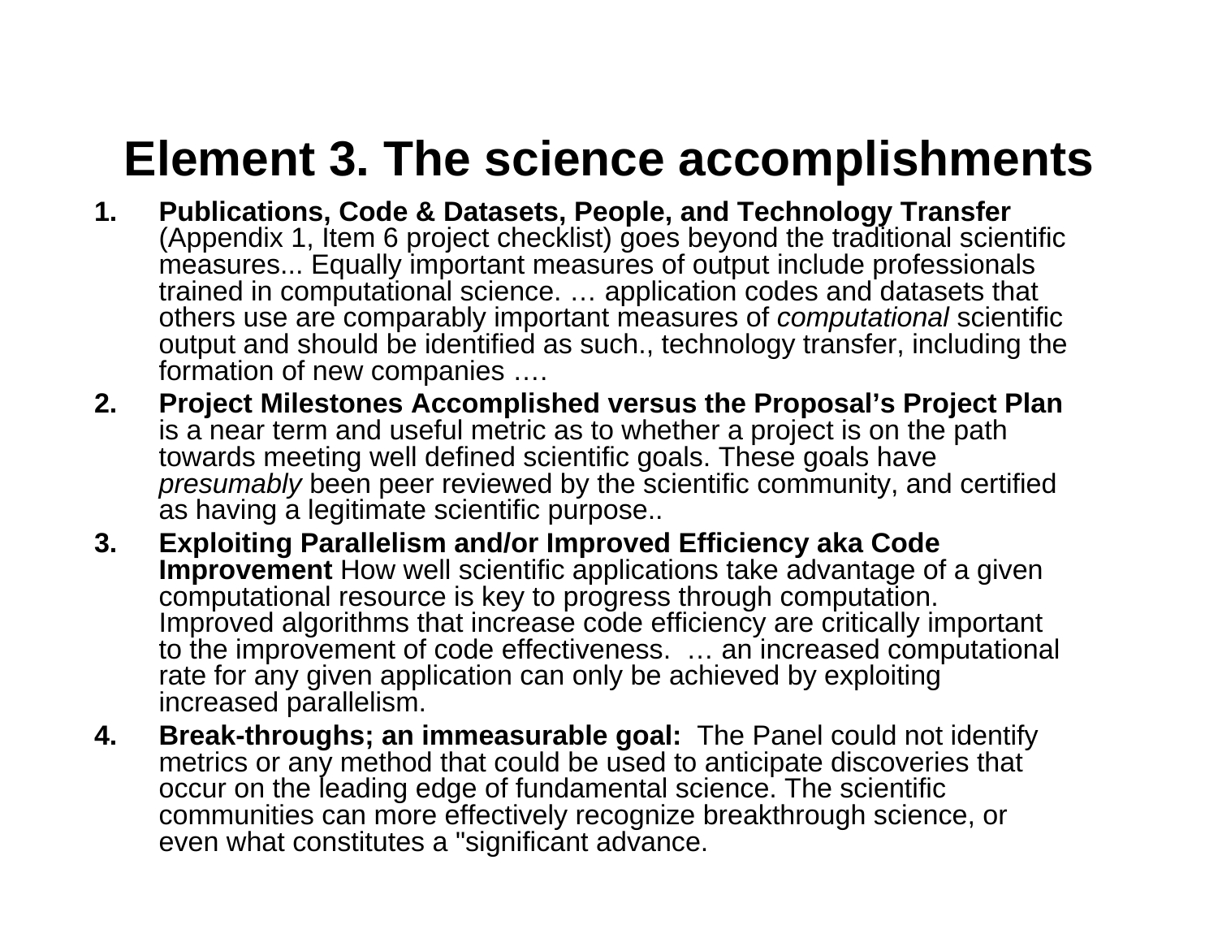# Element 3. The science accomplishments

1. **Publications, Code & Datasets, People, and Technology Transfer** (Appendix 1, Item 6 project checklist) goes beyond the traditional scientific measures... Equally important measures of output include professionals trained in computational science. … application codes and datasets that others use are comparably important measures of *computational* scientific output and should be identified as such., technology transfer, including the formation of new companies ….
2. **Project Milestones Accomplished versus the Proposal's Project Plan** is a near term and useful metric as to whether a project is on the path towards meeting well defined scientific goals. These goals have *presumably* been peer reviewed by the scientific community, and certified as having a legitimate scientific purpose..
3. **Exploiting Parallelism and/or Improved Efficiency aka Code Improvement** How well scientific applications take advantage of a given computational resource is key to progress through computation. Improved algorithms that increase code efficiency are critically important to the improvement of code effectiveness. … an increased computational rate for any given application can only be achieved by exploiting increased parallelism.
4. **Break-throughs; an immeasurable goal:** The Panel could not identify metrics or any method that could be used to anticipate discoveries that occur on the leading edge of fundamental science. The scientific communities can more effectively recognize breakthrough science, or even what constitutes a "significant advance.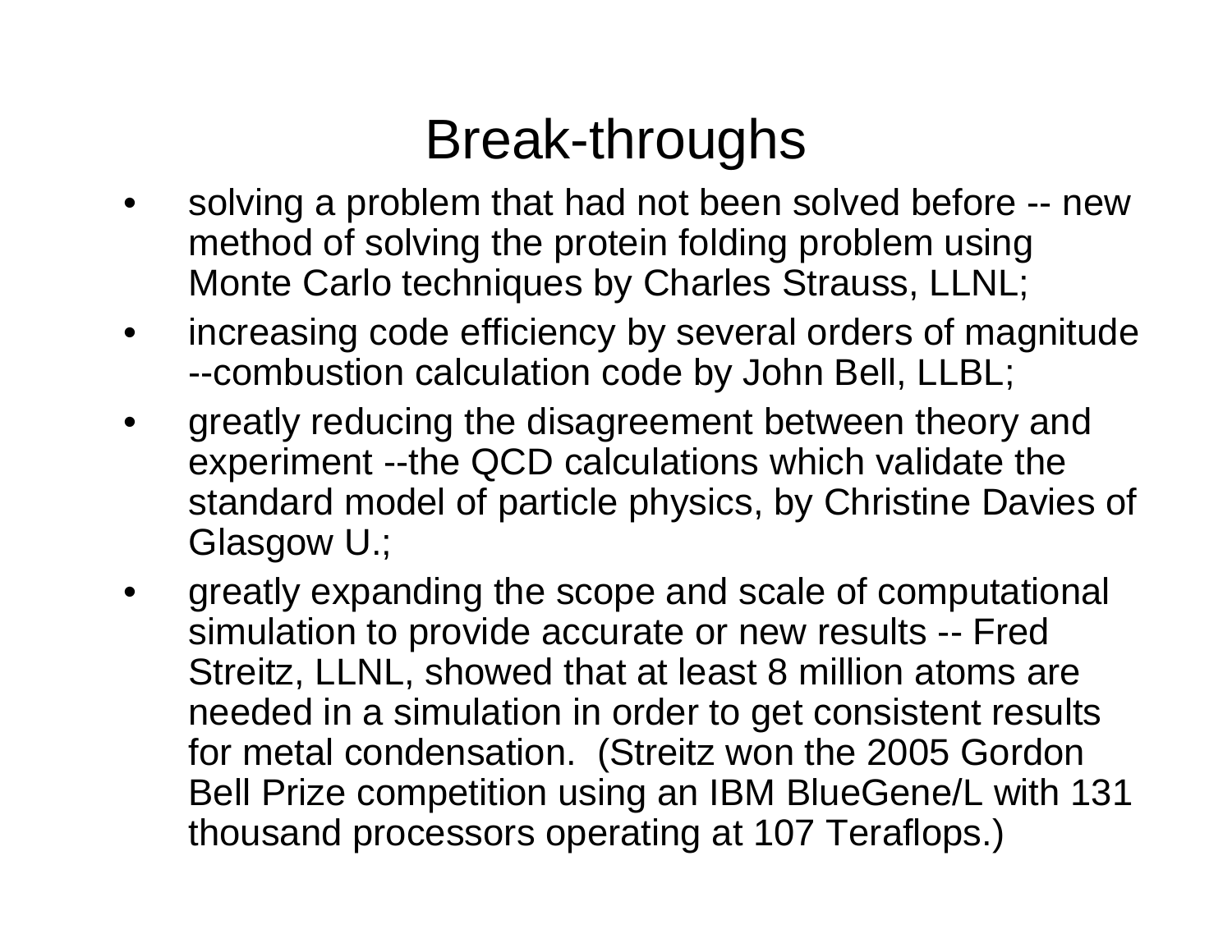# Break-throughs

- solving a problem that had not been solved before -- new method of solving the protein folding problem using Monte Carlo techniques by Charles Strauss, LLNL;
- increasing code efficiency by several orders of magnitude --combustion calculation code by John Bell, LLBL;
- greatly reducing the disagreement between theory and experiment --the QCD calculations which validate the standard model of particle physics, by Christine Davies of Glasgow U.;
- greatly expanding the scope and scale of computational simulation to provide accurate or new results -- Fred Streitz, LLNL, showed that at least 8 million atoms are needed in a simulation in order to get consistent results for metal condensation. (Streitz won the 2005 Gordon Bell Prize competition using an IBM BlueGene/L with 131 thousand processors operating at 107 Teraflops.)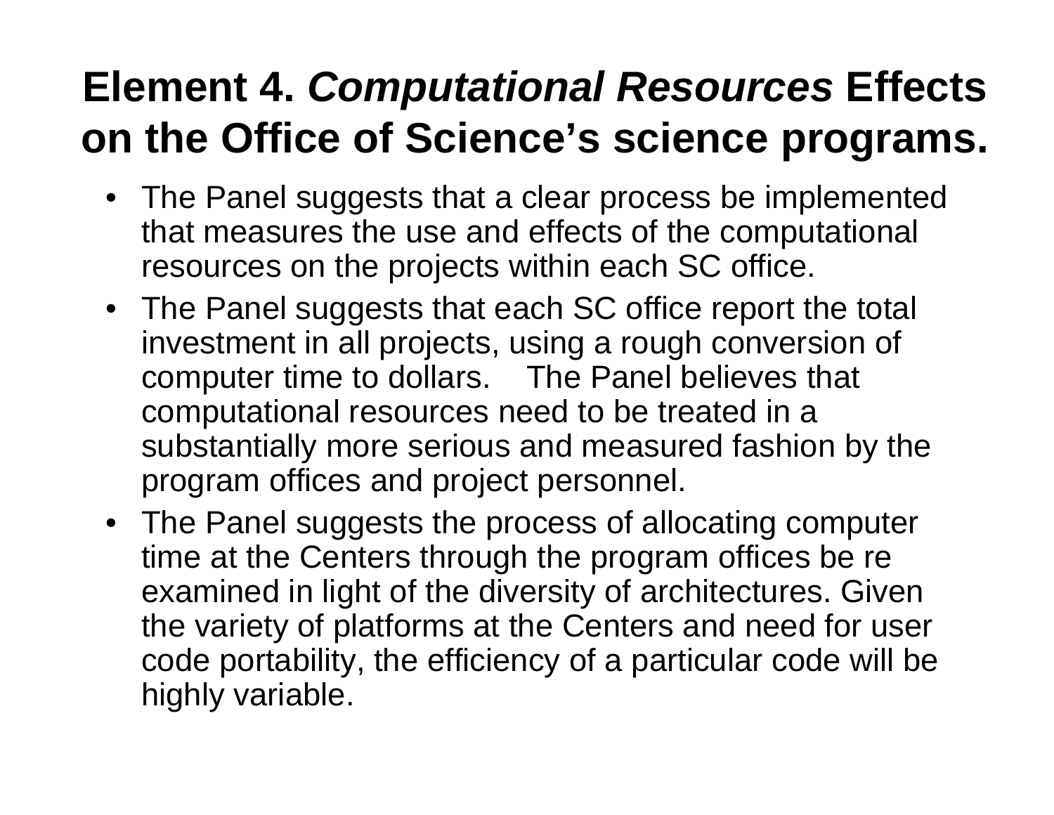# Element 4. *Computational Resources* Effects on the Office of Science's science programs.

- The Panel suggests that a clear process be implemented that measures the use and effects of the computational resources on the projects within each SC office.
- The Panel suggests that each SC office report the total investment in all projects, using a rough conversion of computer time to dollars. The Panel believes that computational resources need to be treated in a substantially more serious and measured fashion by the program offices and project personnel.
- The Panel suggests the process of allocating computer time at the Centers through the program offices be re examined in light of the diversity of architectures. Given the variety of platforms at the Centers and need for user code portability, the efficiency of a particular code will be highly variable.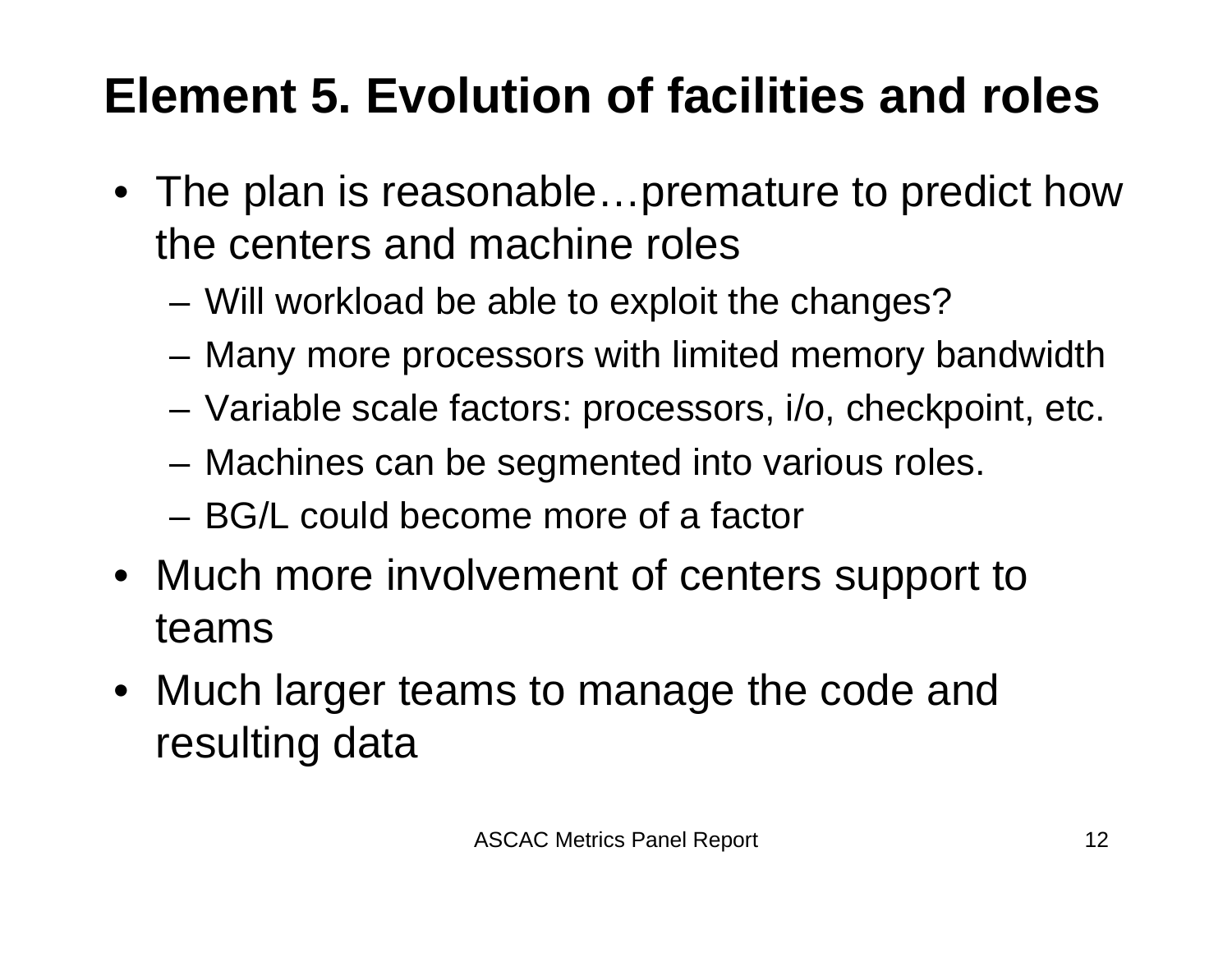# Element 5. Evolution of facilities and roles

- The plan is reasonable…premature to predict how the centers and machine roles
  - Will workload be able to exploit the changes?
  - Many more processors with limited memory bandwidth
  - Variable scale factors: processors, i/o, checkpoint, etc.
  - Machines can be segmented into various roles.
  - BG/L could become more of a factor
- Much more involvement of centers support to teams
- Much larger teams to manage the code and resulting data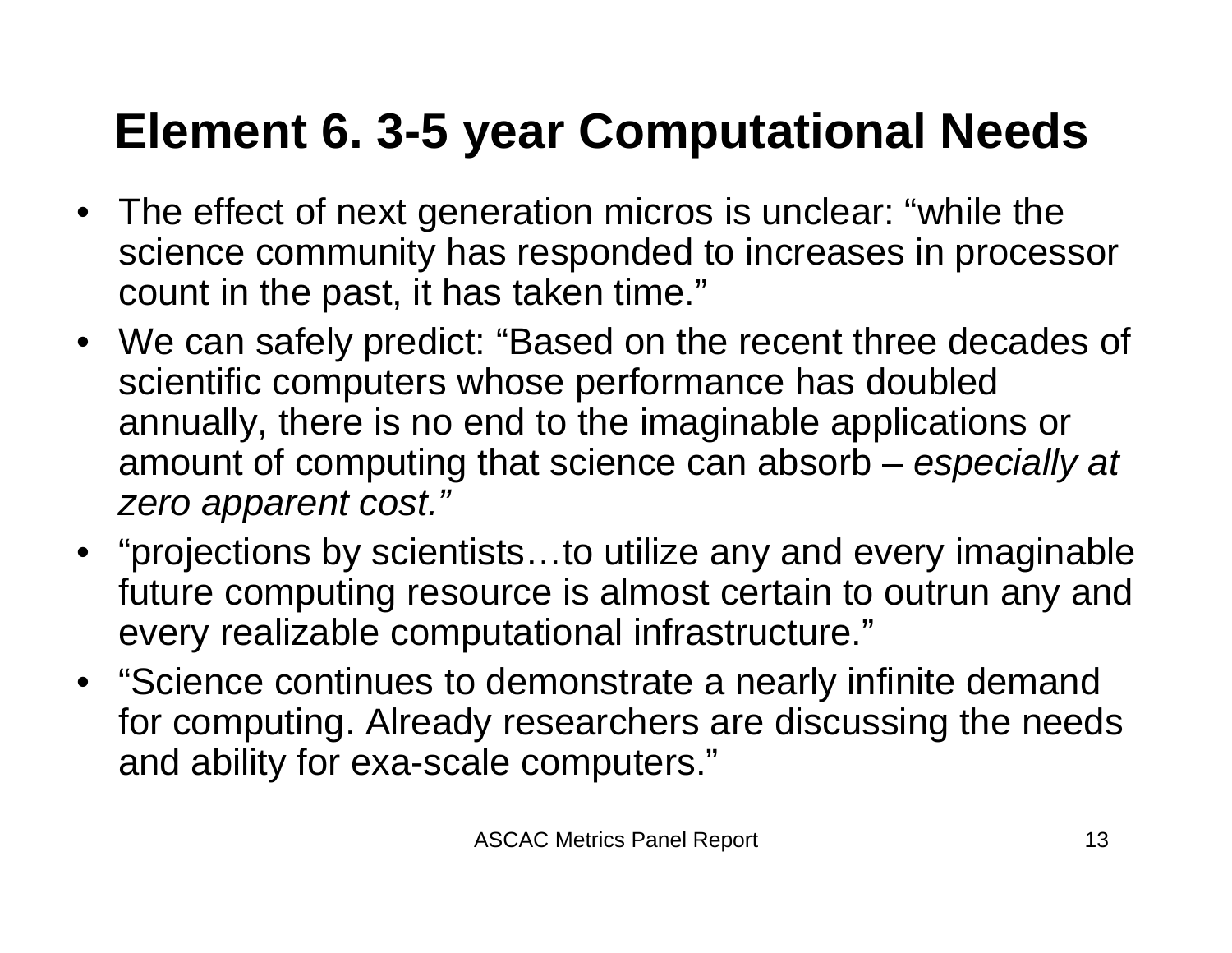# Element 6. 3-5 year Computational Needs

- The effect of next generation micros is unclear: “while the science community has responded to increases in processor count in the past, it has taken time.”
- We can safely predict: “Based on the recent three decades of scientific computers whose performance has doubled annually, there is no end to the imaginable applications or amount of computing that science can absorb – *especially at zero apparent cost.”*
- “projections by scientists…to utilize any and every imaginable future computing resource is almost certain to outrun any and every realizable computational infrastructure.”
- “Science continues to demonstrate a nearly infinite demand for computing. Already researchers are discussing the needs and ability for exa-scale computers.”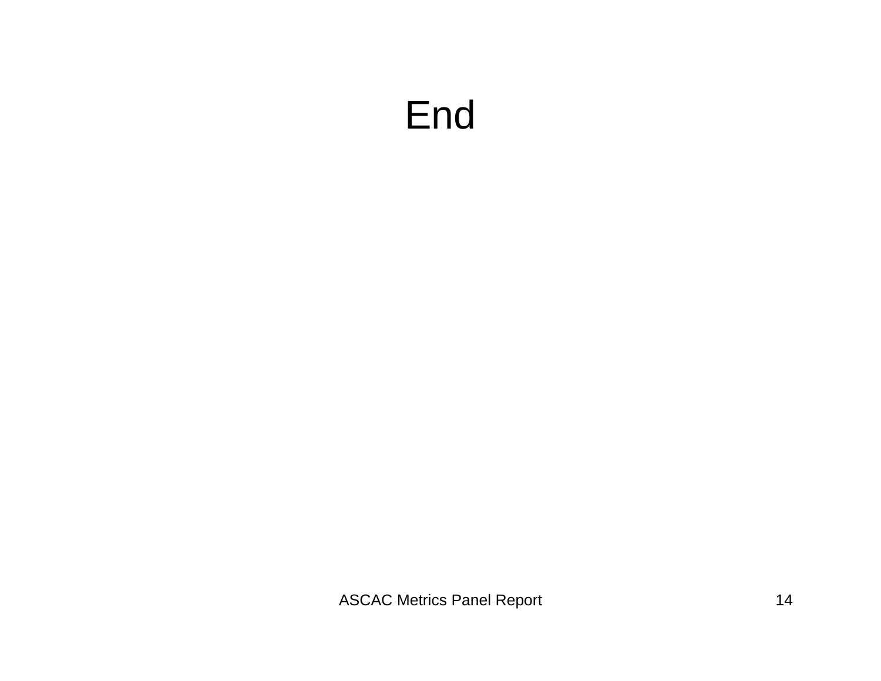# End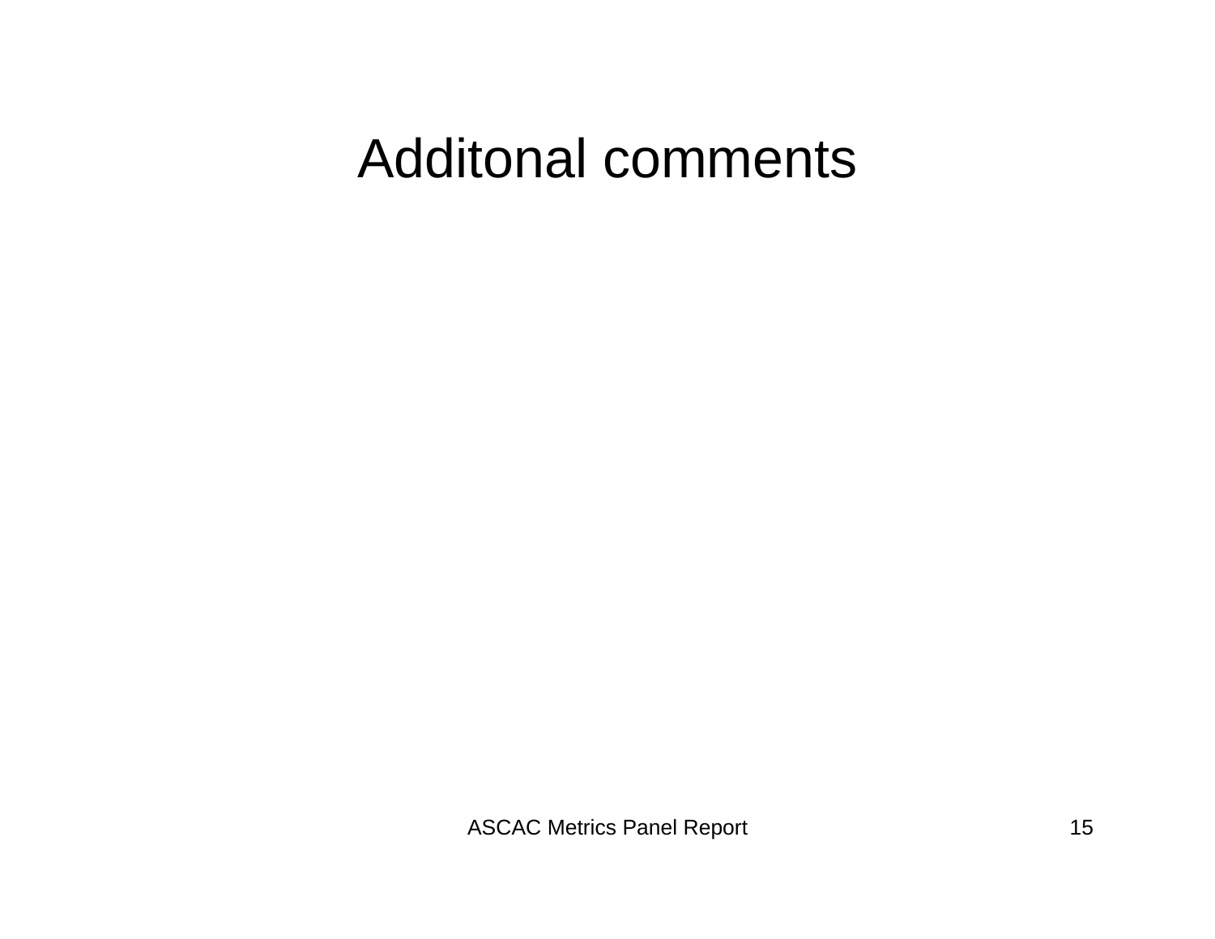# Additonal comments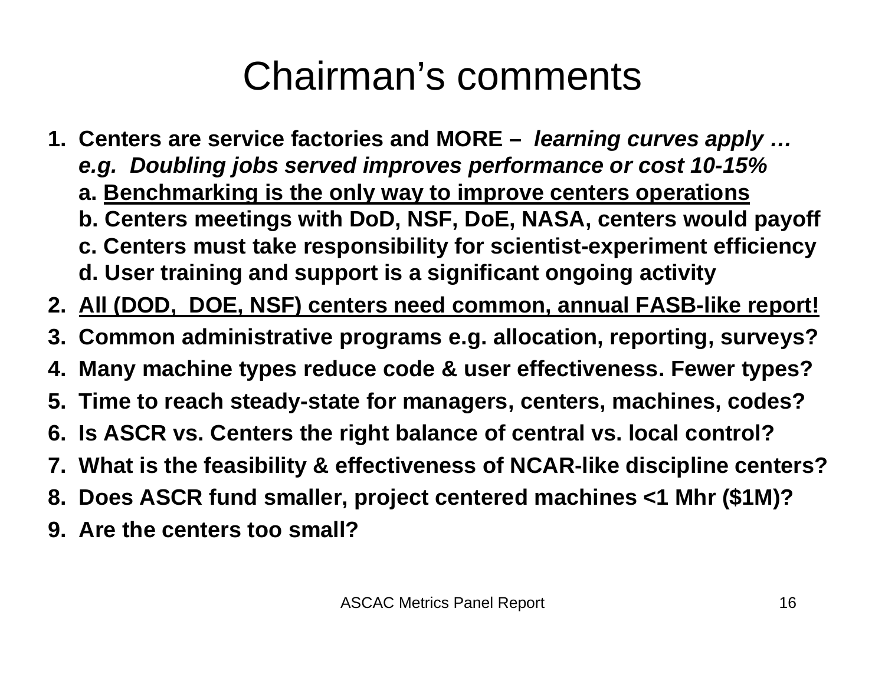# Chairman's comments

1. **Centers are service factories and MORE –** ***learning curves apply … e.g. Doubling jobs served improves performance or cost 10-15%***
   - **a. <u>Benchmarking is the only way to improve centers operations</u>**
   - **b. Centers meetings with DoD, NSF, DoE, NASA, centers would payoff**
   - **c. Centers must take responsibility for scientist-experiment efficiency**
   - **d. User training and support is a significant ongoing activity**
2. **<u>All (DOD, DOE, NSF) centers need common, annual FASB-like report!</u>**
3. **Common administrative programs e.g. allocation, reporting, surveys?**
4. **Many machine types reduce code & user effectiveness. Fewer types?**
5. **Time to reach steady-state for managers, centers, machines, codes?**
6. **Is ASCR vs. Centers the right balance of central vs. local control?**
7. **What is the feasibility & effectiveness of NCAR-like discipline centers?**
8. **Does ASCR fund smaller, project centered machines <1 Mhr ($1M)?**
9. **Are the centers too small?**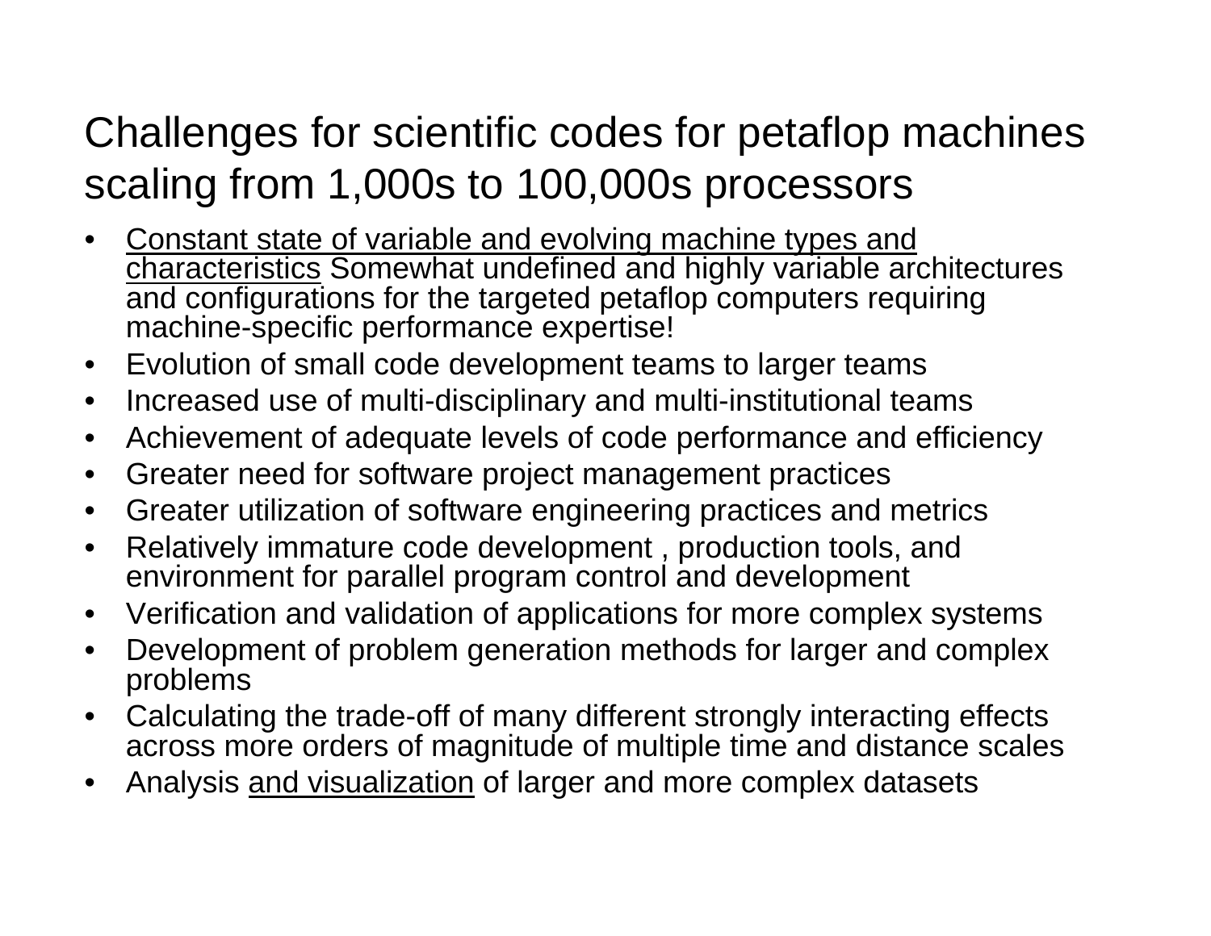# Challenges for scientific codes for petaflop machines scaling from 1,000s to 100,000s processors

- <u>Constant state of variable and evolving machine types and characteristics</u> Somewhat undefined and highly variable architectures and configurations for the targeted petaflop computers requiring machine-specific performance expertise!
- Evolution of small code development teams to larger teams
- Increased use of multi-disciplinary and multi-institutional teams
- Achievement of adequate levels of code performance and efficiency
- Greater need for software project management practices
- Greater utilization of software engineering practices and metrics
- Relatively immature code development , production tools, and environment for parallel program control and development
- Verification and validation of applications for more complex systems
- Development of problem generation methods for larger and complex problems
- Calculating the trade-off of many different strongly interacting effects across more orders of magnitude of multiple time and distance scales
- Analysis <u>and visualization</u> of larger and more complex datasets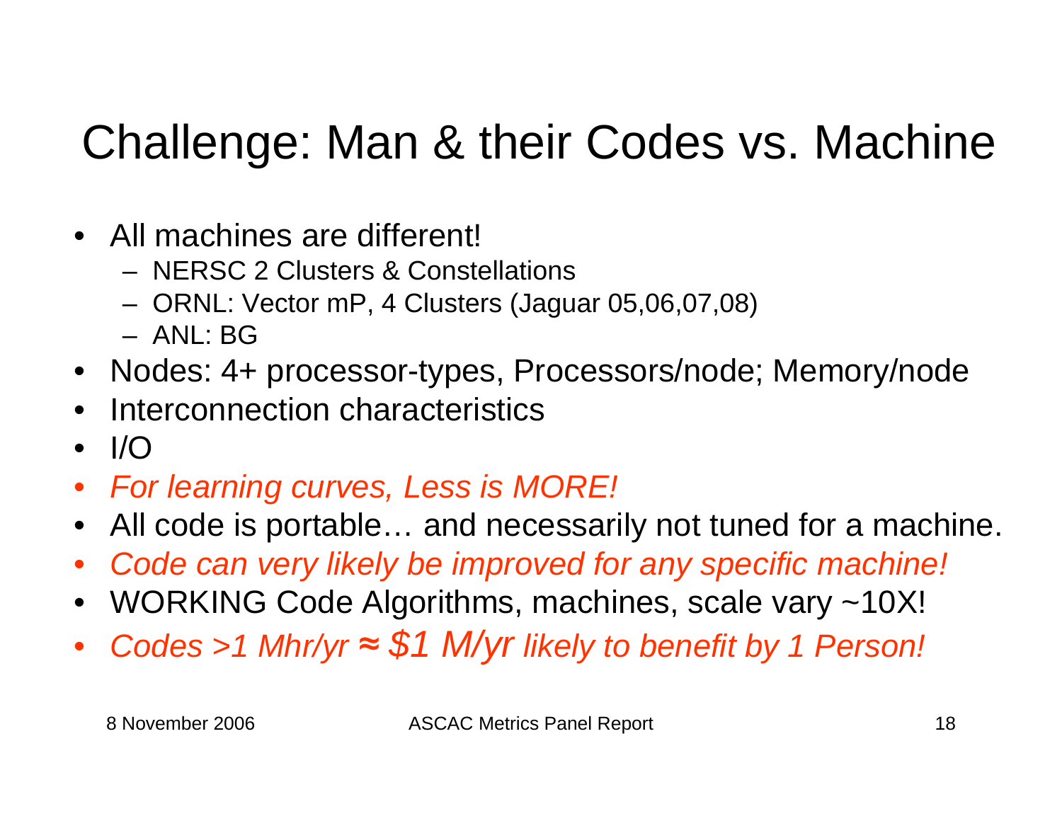# Challenge: Man & their Codes vs. Machine

- All machines are different!
  - NERSC 2 Clusters & Constellations
  - ORNL: Vector mP, 4 Clusters (Jaguar 05,06,07,08)
  - ANL: BG
- Nodes: 4+ processor-types, Processors/node; Memory/node
- Interconnection characteristics
- I/O
- *For learning curves, Less is MORE!*
- All code is portable… and necessarily not tuned for a machine.
- *Code can very likely be improved for any specific machine!*
- WORKING Code Algorithms, machines, scale vary ~10X!
- *Codes >1 Mhr/yr ≈ $1 M/yr likely to benefit by 1 Person!*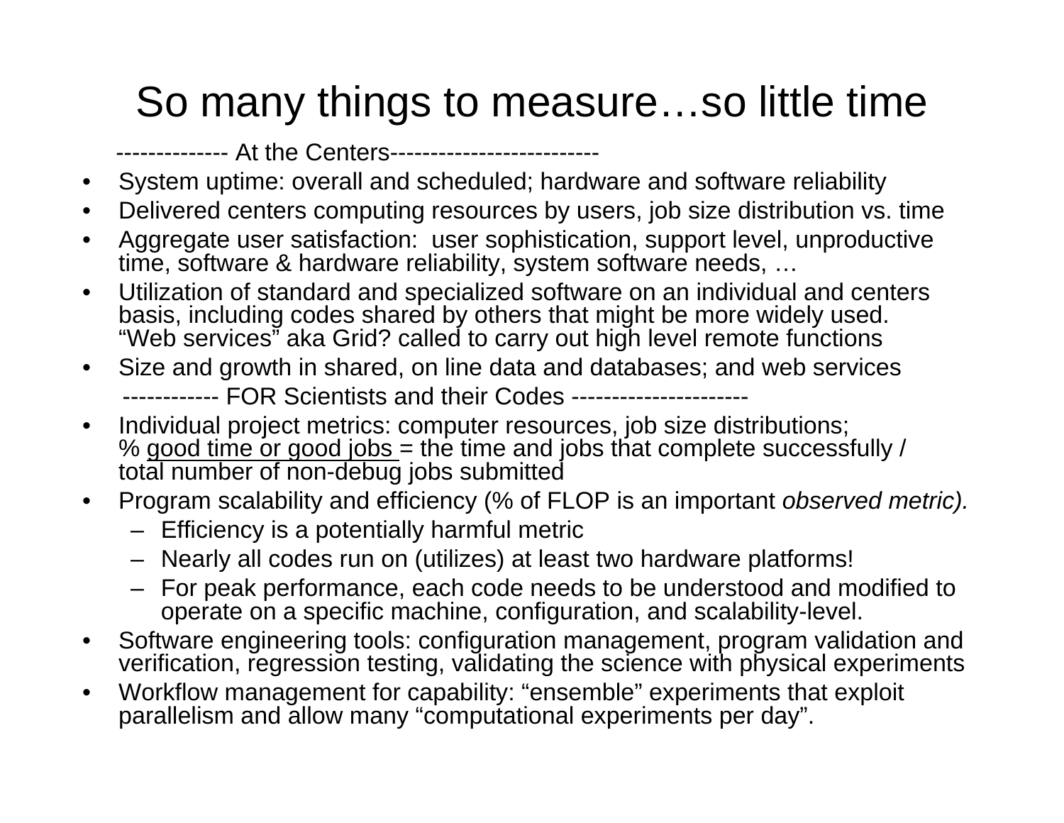# So many things to measure…so little time

-------------- At the Centers--------------------------

- System uptime: overall and scheduled; hardware and software reliability
- Delivered centers computing resources by users, job size distribution vs. time
- Aggregate user satisfaction: user sophistication, support level, unproductive time, software & hardware reliability, system software needs, …
- Utilization of standard and specialized software on an individual and centers basis, including codes shared by others that might be more widely used. "Web services" aka Grid? called to carry out high level remote functions
- Size and growth in shared, on line data and databases; and web services

------------ FOR Scientists and their Codes ----------------------

- Individual project metrics: computer resources, job size distributions; % <u>good time or good jobs</u> = the time and jobs that complete successfully / total number of non-debug jobs submitted
- Program scalability and efficiency (% of FLOP is an important *observed metric).*
  - Efficiency is a potentially harmful metric
  - Nearly all codes run on (utilizes) at least two hardware platforms!
  - For peak performance, each code needs to be understood and modified to operate on a specific machine, configuration, and scalability-level.
- Software engineering tools: configuration management, program validation and verification, regression testing, validating the science with physical experiments
- Workflow management for capability: "ensemble" experiments that exploit parallelism and allow many "computational experiments per day".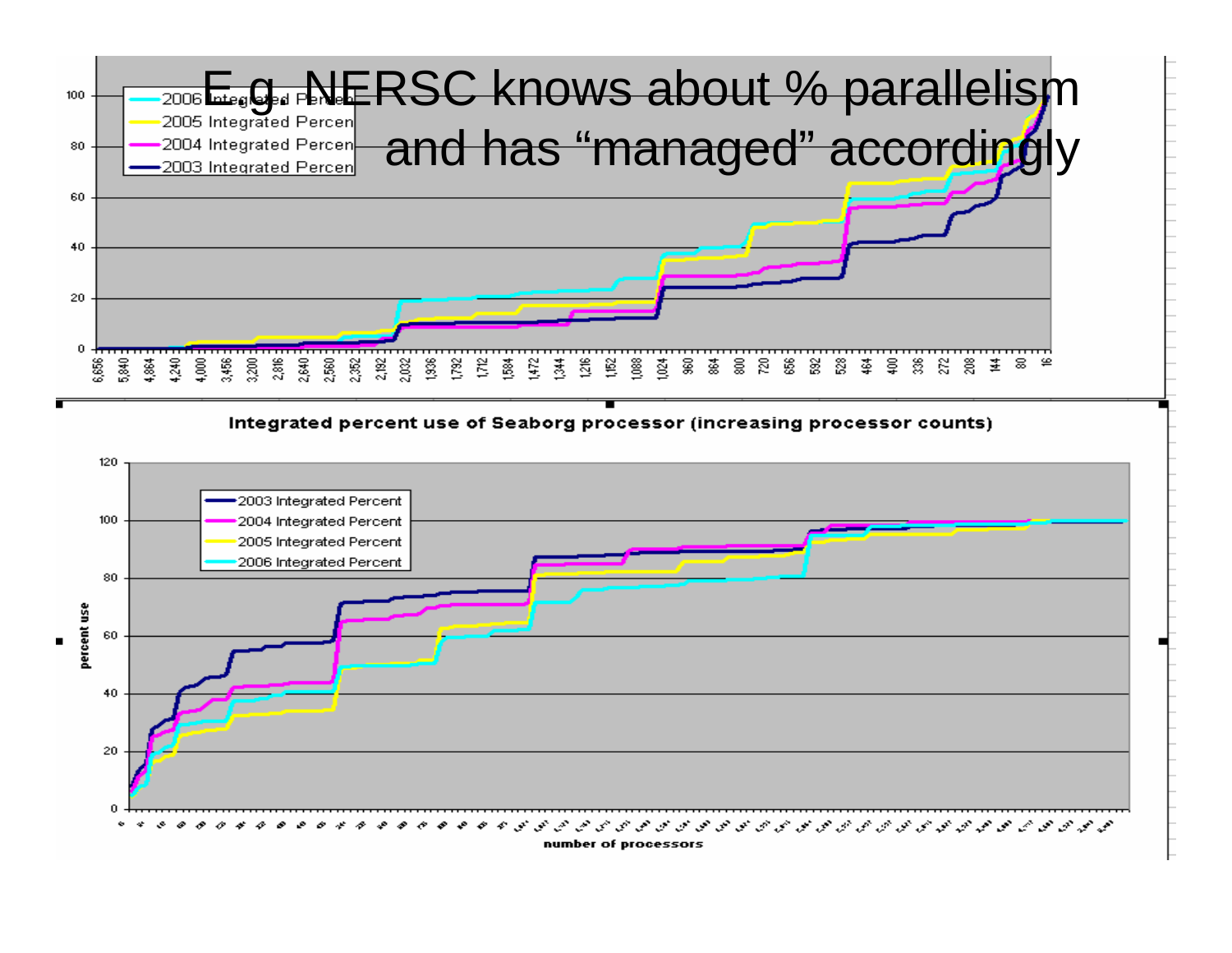# E.g. NERSC knows about % parallelism and has "managed" accordingly

Integrated percent use of Seaborg processor (increasing processor counts)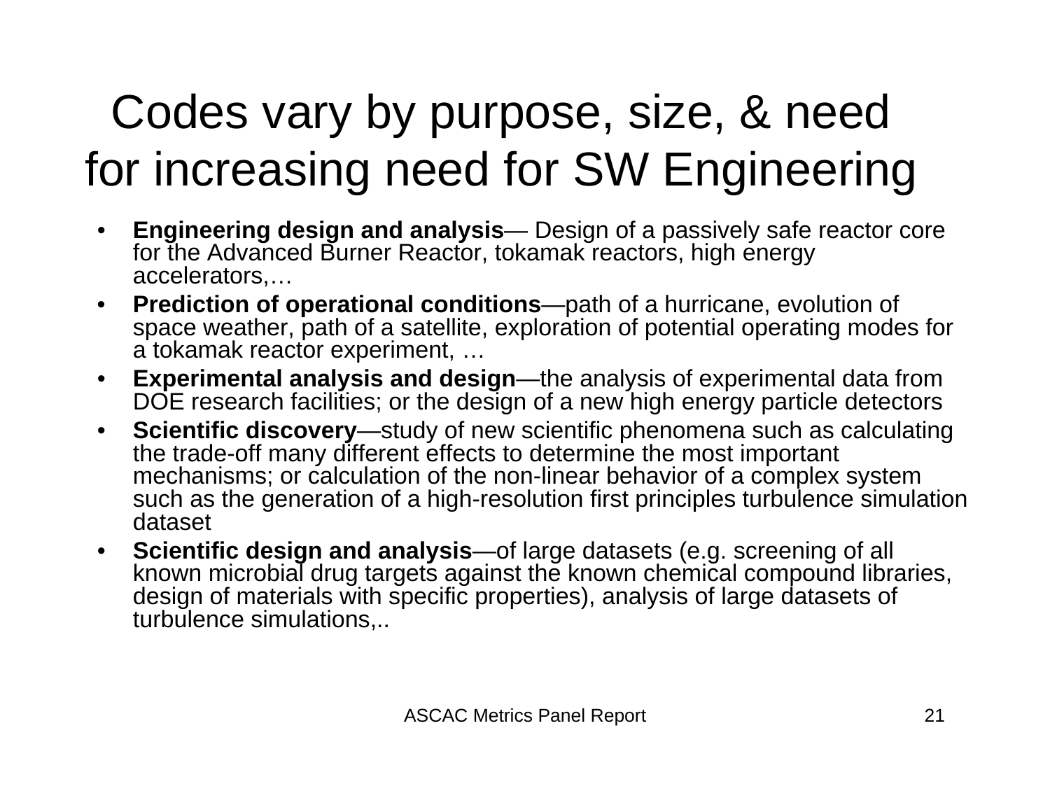# Codes vary by purpose, size, & need for increasing need for SW Engineering

- **Engineering design and analysis**— Design of a passively safe reactor core for the Advanced Burner Reactor, tokamak reactors, high energy accelerators,…
- **Prediction of operational conditions**—path of a hurricane, evolution of space weather, path of a satellite, exploration of potential operating modes for a tokamak reactor experiment, …
- **Experimental analysis and design**—the analysis of experimental data from DOE research facilities; or the design of a new high energy particle detectors
- **Scientific discovery**—study of new scientific phenomena such as calculating the trade-off many different effects to determine the most important mechanisms; or calculation of the non-linear behavior of a complex system such as the generation of a high-resolution first principles turbulence simulation dataset
- **Scientific design and analysis**—of large datasets (e.g. screening of all known microbial drug targets against the known chemical compound libraries, design of materials with specific properties), analysis of large datasets of turbulence simulations,..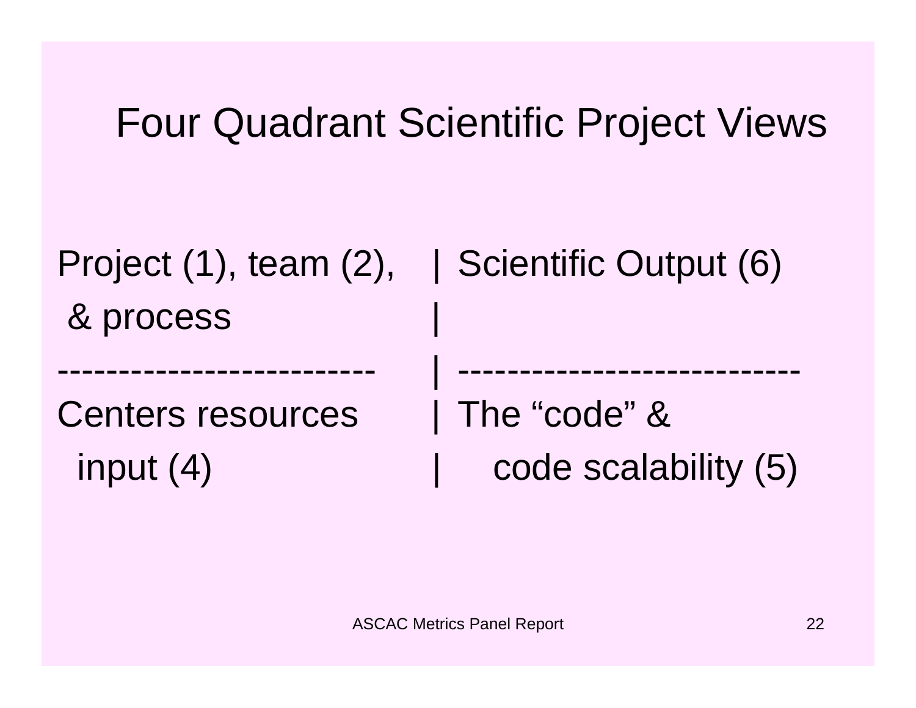# Four Quadrant Scientific Project Views

| | |
|---|---|
| Project (1), team (2), & process | Scientific Output (6) |
| Centers resources input (4) | The “code” & code scalability (5) |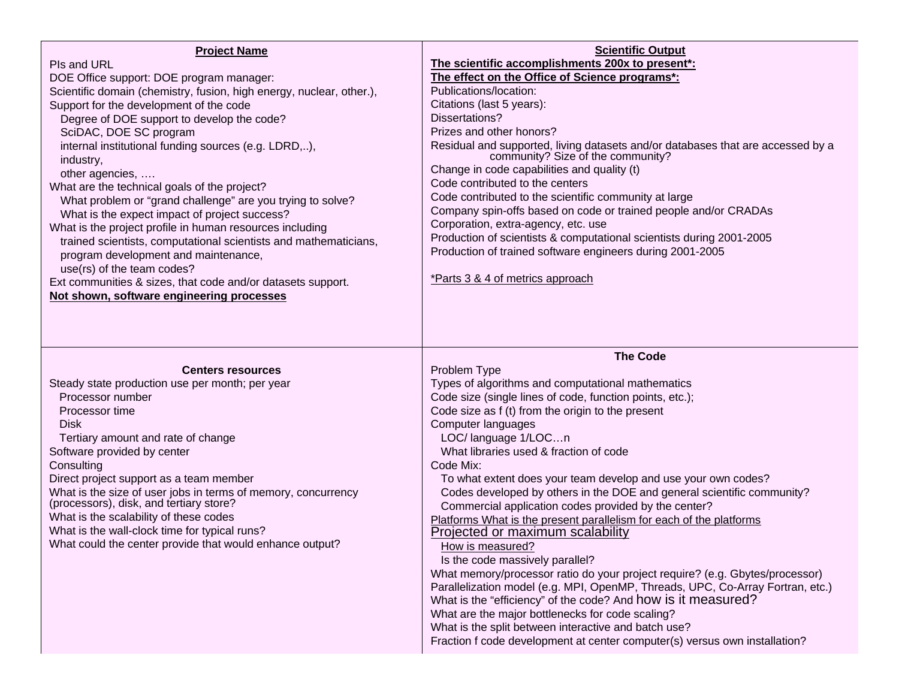## Project Name

PIs and URL

DOE Office support: DOE program manager:

Scientific domain (chemistry, fusion, high energy, nuclear, other.),

Support for the development of the code

- Degree of DOE support to develop the code?
- SciDAC, DOE SC program
- internal institutional funding sources (e.g. LDRD,..),
- industry,
- other agencies, ….

What are the technical goals of the project?

- What problem or “grand challenge” are you trying to solve?
- What is the expect impact of project success?

What is the project profile in human resources including

- trained scientists, computational scientists and mathematicians,
- program development and maintenance,
- use(rs) of the team codes?

Ext communities & sizes, that code and/or datasets support.

**Not shown, software engineering processes**

## Scientific Output

**The scientific accomplishments 200x to present*:**

**The effect on the Office of Science programs*:**

Publications/location:

Citations (last 5 years):

Dissertations?

Prizes and other honors?

Residual and supported, living datasets and/or databases that are accessed by a community? Size of the community?

Change in code capabilities and quality (t)

Code contributed to the centers

Code contributed to the scientific community at large

Company spin-offs based on code or trained people and/or CRADAs

Corporation, extra-agency, etc. use

Production of scientists & computational scientists during 2001-2005

Production of trained software engineers during 2001-2005

*Parts 3 & 4 of metrics approach

## Centers resources

Steady state production use per month; per year

- Processor number
- Processor time
- Disk
- Tertiary amount and rate of change

Software provided by center

Consulting

Direct project support as a team member

What is the size of user jobs in terms of memory, concurrency (processors), disk, and tertiary store?

What is the scalability of these codes

What is the wall-clock time for typical runs?

What could the center provide that would enhance output?

## The Code

Problem Type

Types of algorithms and computational mathematics

Code size (single lines of code, function points, etc.);

Code size as f (t) from the origin to the present

Computer languages

- LOC/ language 1/LOC…n
- What libraries used & fraction of code

Code Mix:

- To what extent does your team develop and use your own codes?
- Codes developed by others in the DOE and general scientific community?
- Commercial application codes provided by the center?

Platforms What is the present parallelism for each of the platforms

Projected or maximum scalability

- How is measured?
- Is the code massively parallel?

What memory/processor ratio do your project require? (e.g. Gbytes/processor)

Parallelization model (e.g. MPI, OpenMP, Threads, UPC, Co-Array Fortran, etc.)

What is the “efficiency” of the code? And how is it measured?

What are the major bottlenecks for code scaling?

What is the split between interactive and batch use?

Fraction f code development at center computer(s) versus own installation?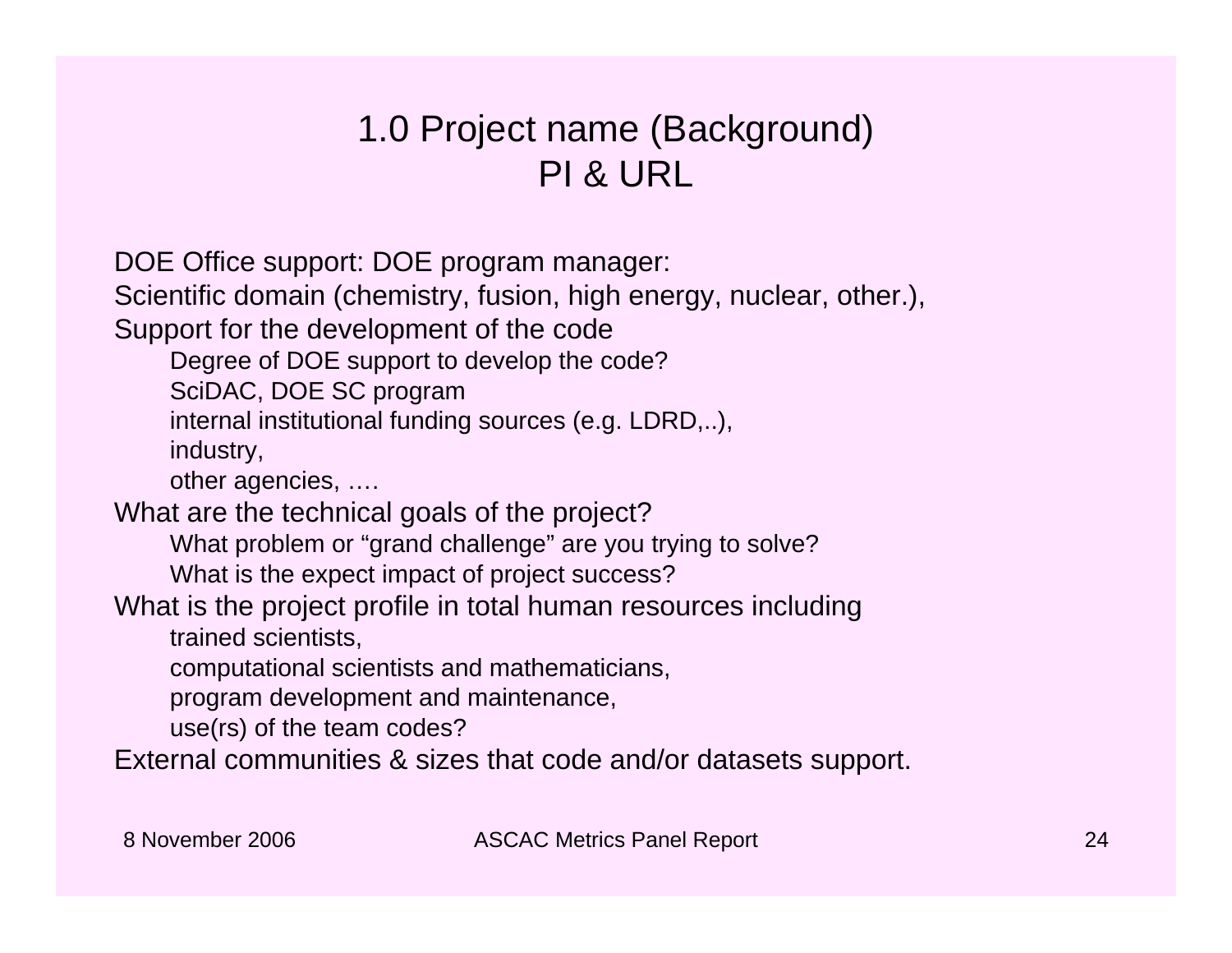# 1.0 Project name (Background)
# PI & URL

DOE Office support: DOE program manager:

Scientific domain (chemistry, fusion, high energy, nuclear, other.),

Support for the development of the code

- Degree of DOE support to develop the code?
- SciDAC, DOE SC program
- internal institutional funding sources (e.g. LDRD,..),
- industry,
- other agencies, ….

What are the technical goals of the project?

- What problem or “grand challenge” are you trying to solve?
- What is the expect impact of project success?

What is the project profile in total human resources including

- trained scientists,
- computational scientists and mathematicians,
- program development and maintenance,
- use(rs) of the team codes?

External communities & sizes that code and/or datasets support.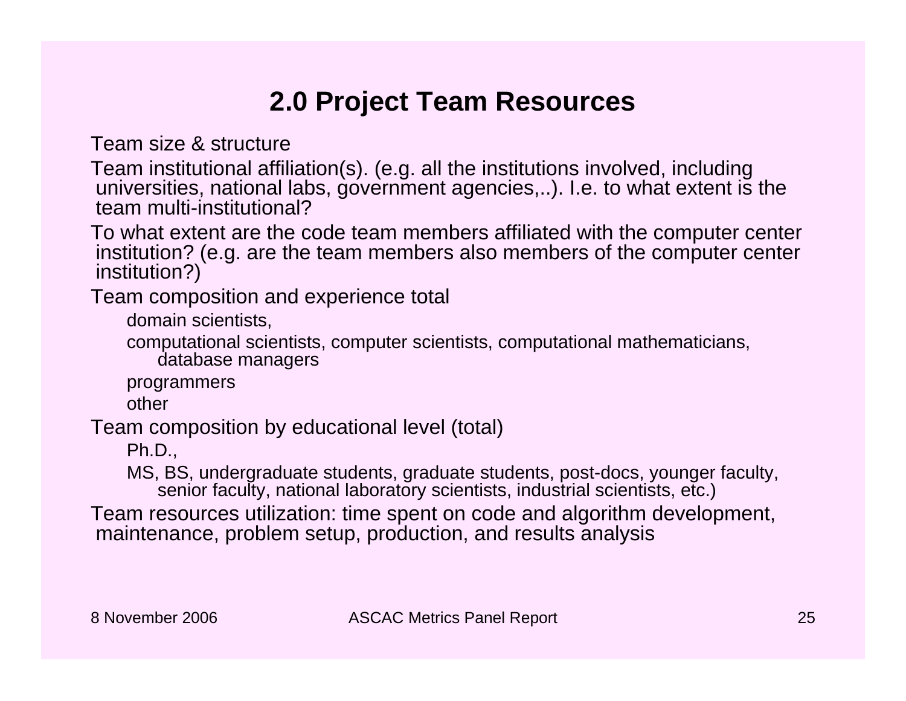# 2.0 Project Team Resources

- Team size & structure
- Team institutional affiliation(s). (e.g. all the institutions involved, including universities, national labs, government agencies,..). I.e. to what extent is the team multi-institutional?
- To what extent are the code team members affiliated with the computer center institution? (e.g. are the team members also members of the computer center institution?)
- Team composition and experience total
  - domain scientists,
  - computational scientists, computer scientists, computational mathematicians, database managers
  - programmers
  - other
- Team composition by educational level (total)
  - Ph.D.,
  - MS, BS, undergraduate students, graduate students, post-docs, younger faculty, senior faculty, national laboratory scientists, industrial scientists, etc.)
- Team resources utilization: time spent on code and algorithm development, maintenance, problem setup, production, and results analysis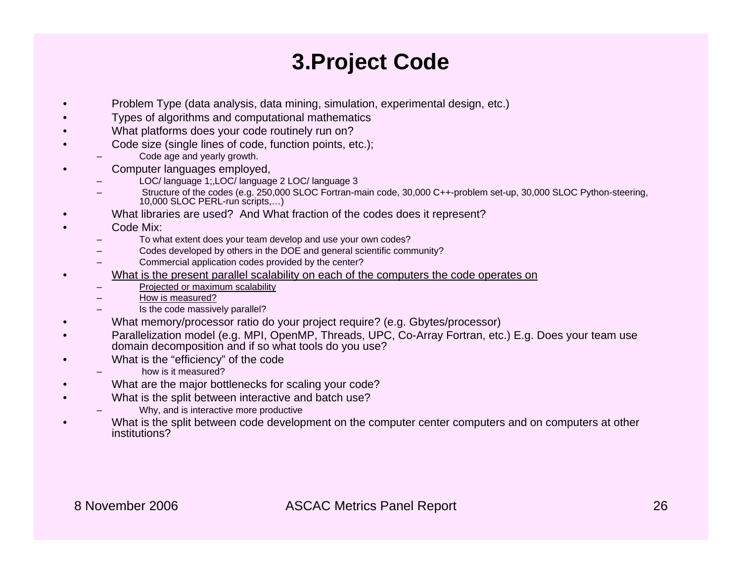# 3.Project Code

- Problem Type (data analysis, data mining, simulation, experimental design, etc.)
- Types of algorithms and computational mathematics
- What platforms does your code routinely run on?
- Code size (single lines of code, function points, etc.);
  - Code age and yearly growth.
- Computer languages employed,
  - LOC/ language 1;,LOC/ language 2 LOC/ language 3
  - Structure of the codes (e.g. 250,000 SLOC Fortran-main code, 30,000 C++-problem set-up, 30,000 SLOC Python-steering, 10,000 SLOC PERL-run scripts,…)
- What libraries are used? And What fraction of the codes does it represent?
- Code Mix:
  - To what extent does your team develop and use your own codes?
  - Codes developed by others in the DOE and general scientific community?
  - Commercial application codes provided by the center?
- <u>What is the present parallel scalability on each of the computers the code operates on</u>
  - <u>Projected or maximum scalability</u>
  - <u>How is measured?</u>
  - Is the code massively parallel?
- What memory/processor ratio do your project require? (e.g. Gbytes/processor)
- Parallelization model (e.g. MPI, OpenMP, Threads, UPC, Co-Array Fortran, etc.) E.g. Does your team use domain decomposition and if so what tools do you use?
- What is the "efficiency" of the code
  - how is it measured?
- What are the major bottlenecks for scaling your code?
- What is the split between interactive and batch use?
  - Why, and is interactive more productive
- What is the split between code development on the computer center computers and on computers at other institutions?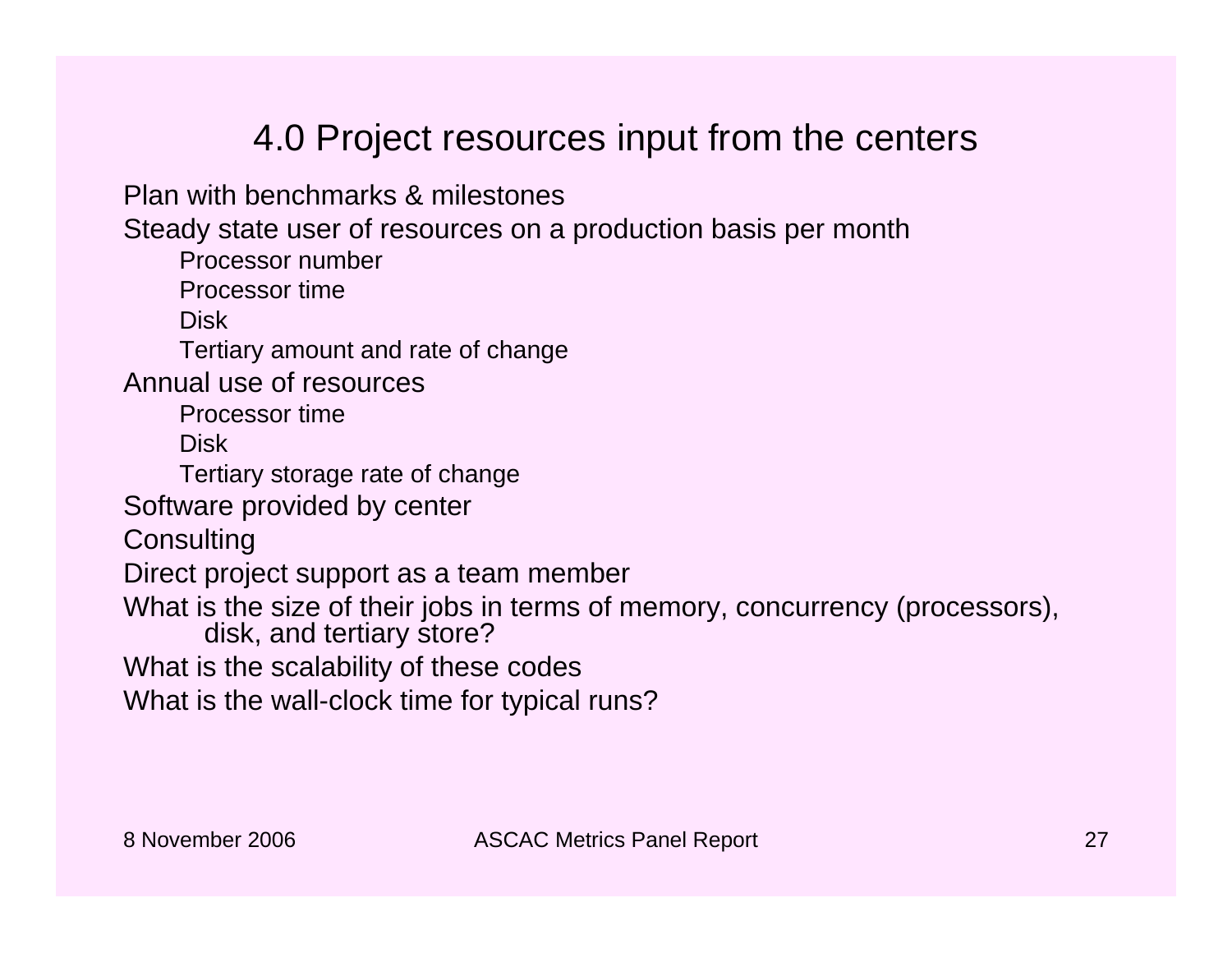# 4.0 Project resources input from the centers

- Plan with benchmarks & milestones
- Steady state user of resources on a production basis per month
  - Processor number
  - Processor time
  - Disk
  - Tertiary amount and rate of change
- Annual use of resources
  - Processor time
  - Disk
  - Tertiary storage rate of change
- Software provided by center
- Consulting
- Direct project support as a team member
- What is the size of their jobs in terms of memory, concurrency (processors), disk, and tertiary store?
- What is the scalability of these codes
- What is the wall-clock time for typical runs?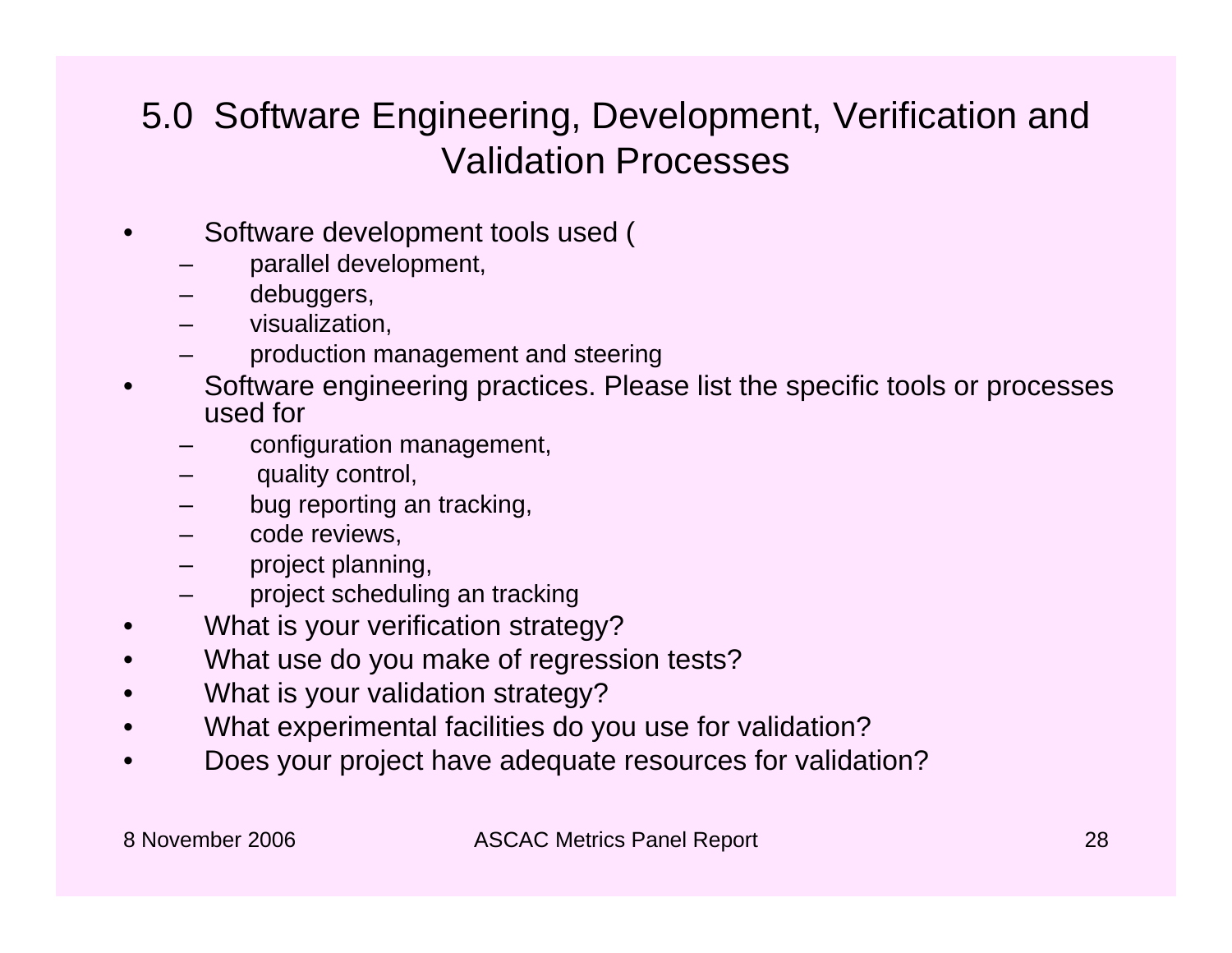# 5.0 Software Engineering, Development, Verification and Validation Processes

- Software development tools used (
  - parallel development,
  - debuggers,
  - visualization,
  - production management and steering
- Software engineering practices. Please list the specific tools or processes used for
  - configuration management,
  - quality control,
  - bug reporting an tracking,
  - code reviews,
  - project planning,
  - project scheduling an tracking
- What is your verification strategy?
- What use do you make of regression tests?
- What is your validation strategy?
- What experimental facilities do you use for validation?
- Does your project have adequate resources for validation?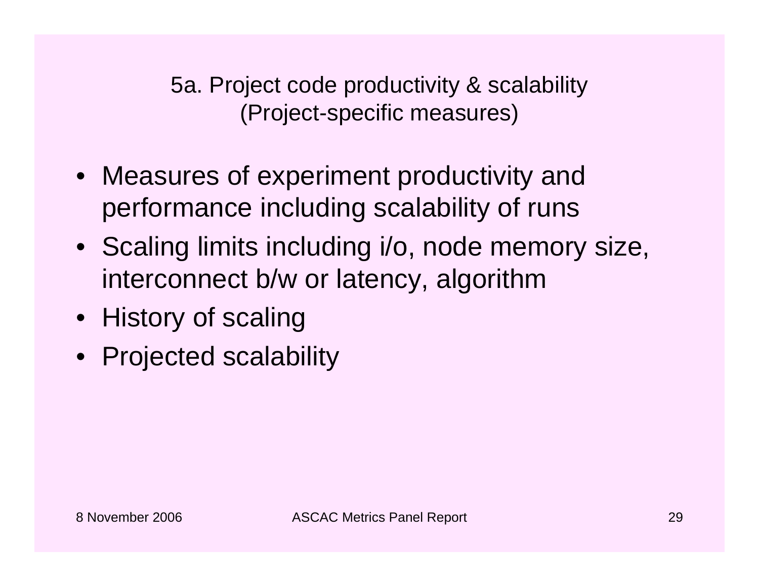## 5a. Project code productivity & scalability (Project-specific measures)

- Measures of experiment productivity and performance including scalability of runs
- Scaling limits including i/o, node memory size, interconnect b/w or latency, algorithm
- History of scaling
- Projected scalability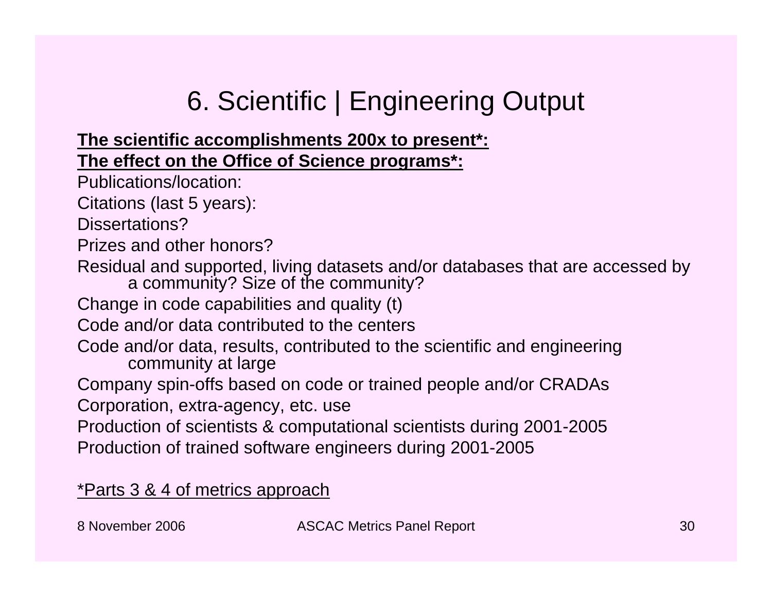# 6. Scientific | Engineering Output

**<u>The scientific accomplishments 200x to present*:</u>**

**<u>The effect on the Office of Science programs*:</u>**

Publications/location:

Citations (last 5 years):

Dissertations?

Prizes and other honors?

Residual and supported, living datasets and/or databases that are accessed by a community? Size of the community?

Change in code capabilities and quality (t)

Code and/or data contributed to the centers

Code and/or data, results, contributed to the scientific and engineering community at large

Company spin-offs based on code or trained people and/or CRADAs

Corporation, extra-agency, etc. use

Production of scientists & computational scientists during 2001-2005

Production of trained software engineers during 2001-2005

<u>*Parts 3 & 4 of metrics approach</u>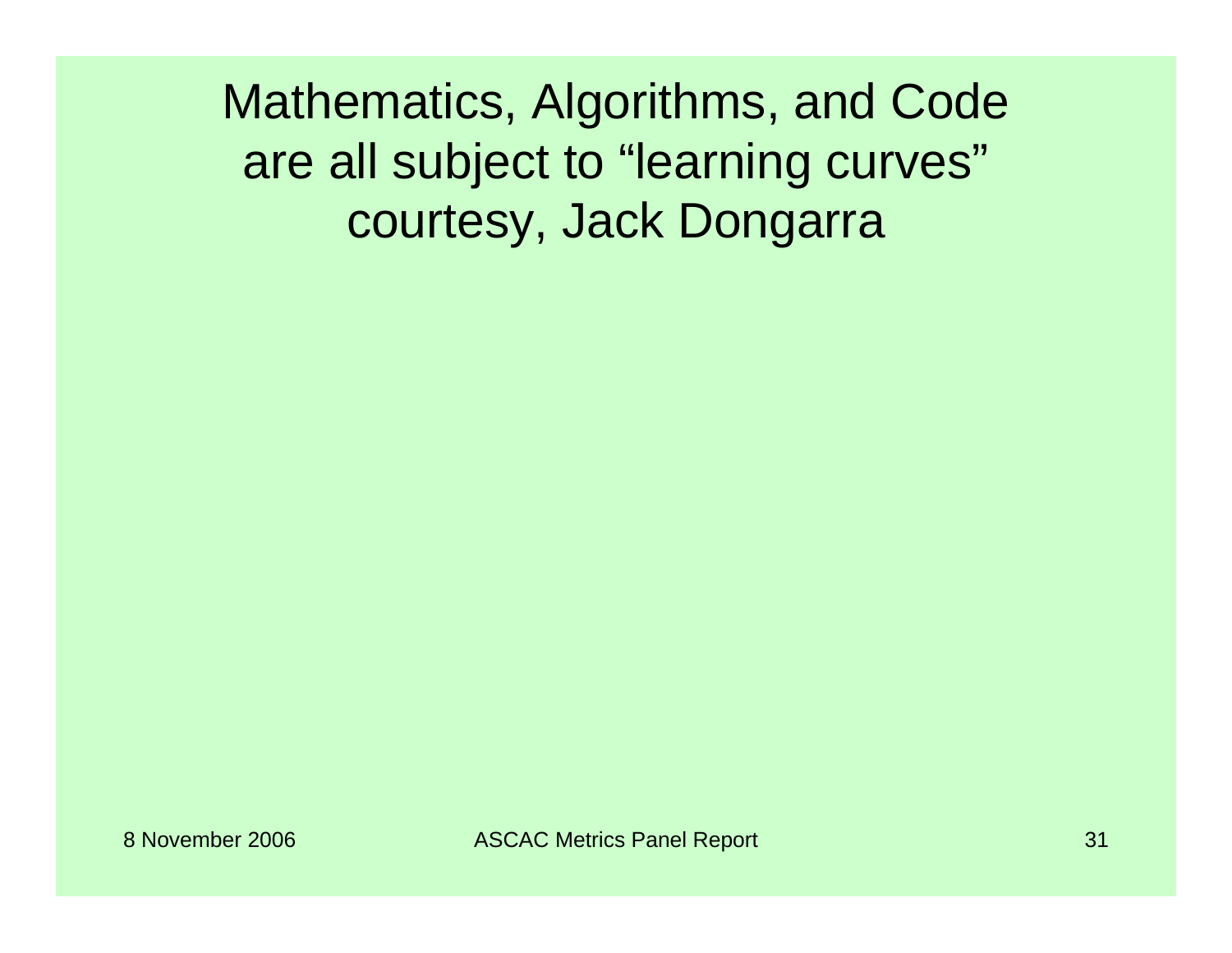# Mathematics, Algorithms, and Code are all subject to "learning curves"

courtesy, Jack Dongarra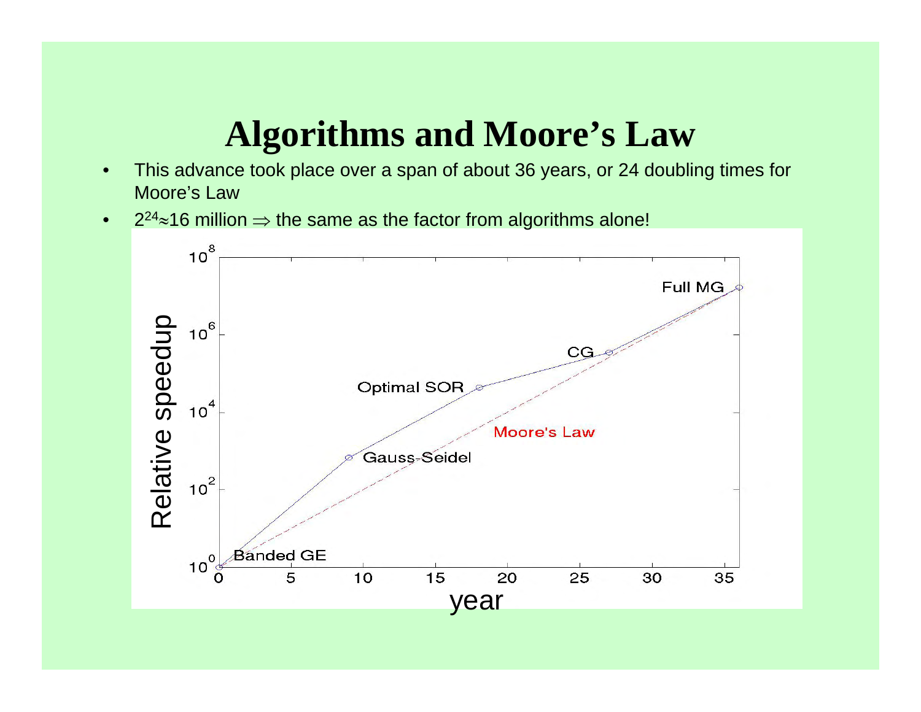# Algorithms and Moore's Law

- This advance took place over a span of about 36 years, or 24 doubling times for Moore's Law
- $2^{24} \approx 16$ million $\Rightarrow$ the same as the factor from algorithms alone!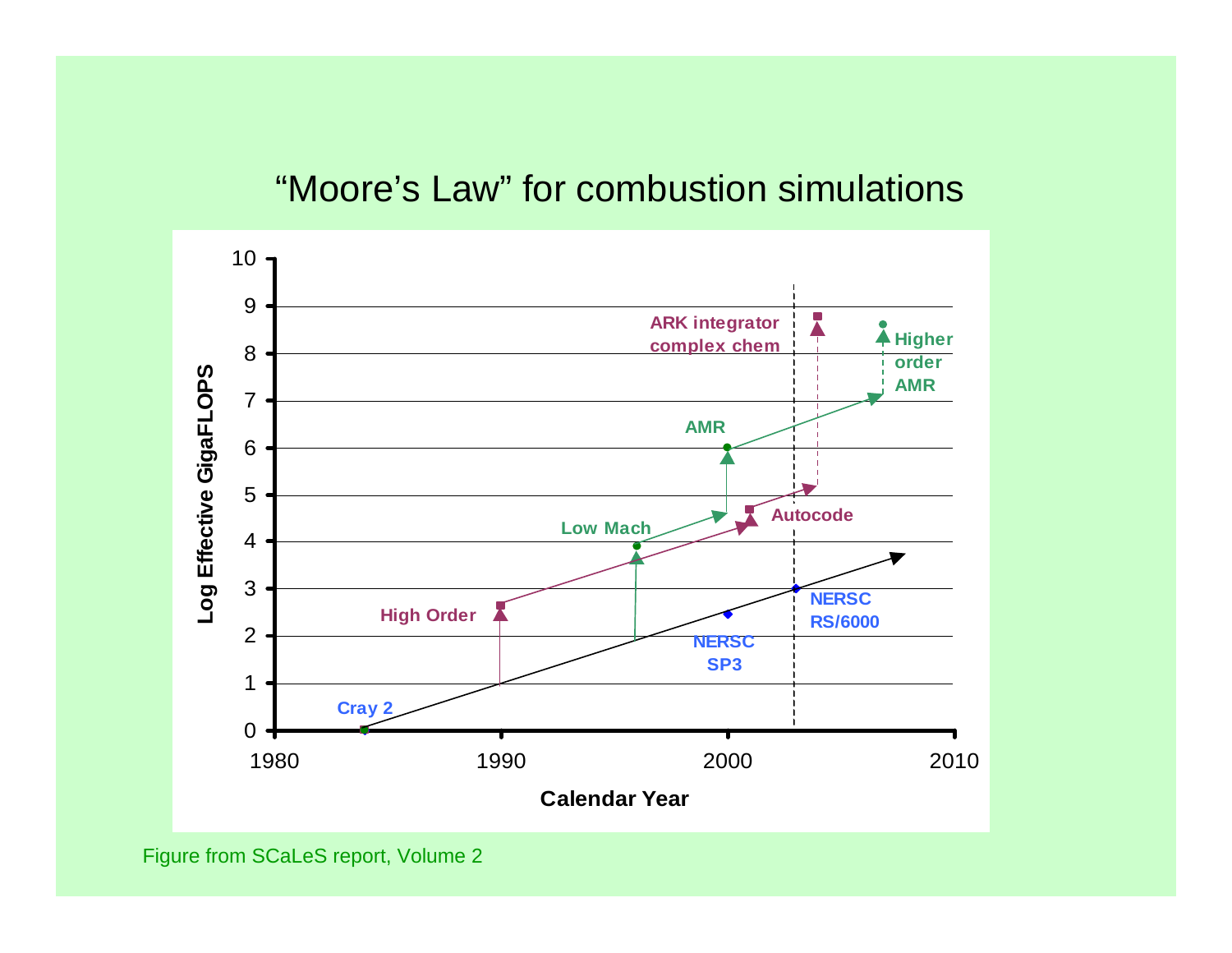# "Moore's Law" for combustion simulations

| Label | Series | Approx. year | Log Effective GigaFLOPS |
|---|---|---|---|
| Cray 2 | Computer | 1984 | 0 |
| High Order | Algorithm (purple) | 1990 | 2.6 |
| Low Mach | Algorithm (green) | 1996 | 3.9 |
| NERSC SP3 | Computer | 2000 | 2.5 |
| AMR | Algorithm (green) | 2000 | 6 |
| Autocode | Algorithm (purple) | 2001 | 4.7 |
| NERSC RS/6000 | Computer | 2003 | 3 |
| ARK integrator complex chem | Algorithm (purple) | 2004 | 8.8 |
| Higher order AMR | Algorithm (green) | 2007 | 8.6 |

Y-axis: Log Effective GigaFLOPS (0–10). X-axis: Calendar Year (1980–2010).

Figure from SCaLeS report, Volume 2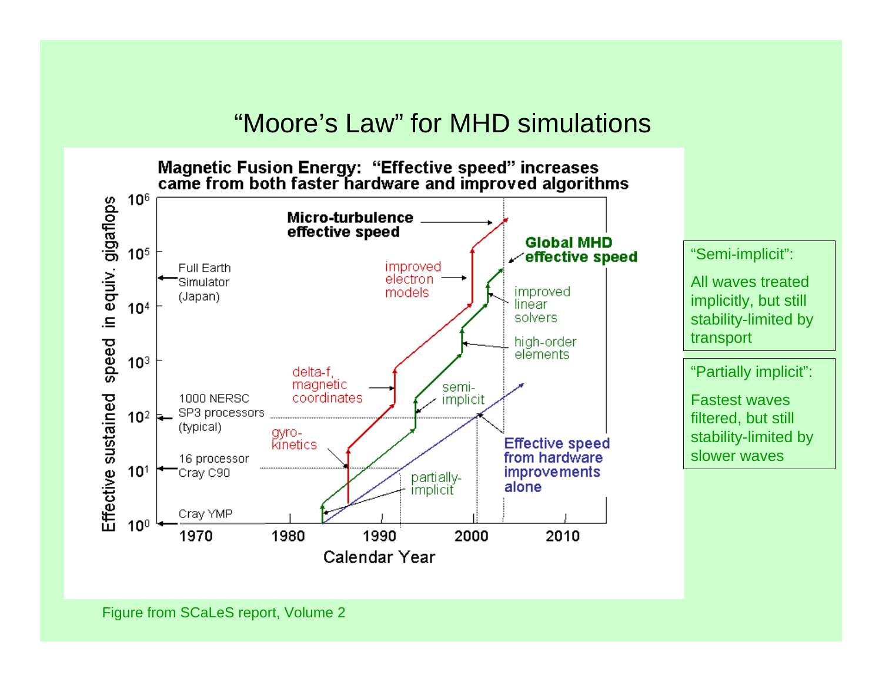# "Moore's Law" for MHD simulations

**Magnetic Fusion Energy: "Effective speed" increases came from both faster hardware and improved algorithms**

| Calendar Year | Effective sustained speed in equiv. gigaflops |
|---|---|
| Cray YMP | $10^0$ |
| 16 processor Cray C90 | $10^1$ |
| 1000 NERSC SP3 processors (typical) | $10^2$ |
| Full Earth Simulator (Japan) | between $10^4$ and $10^5$ |

Labels on the figure:

- **Micro-turbulence effective speed** (red curve), with step improvements from gyro-kinetics, delta-f, magnetic coordinates, and improved electron models.
- **Global MHD effective speed** (green curve), with step improvements from partially-implicit, semi-implicit, high-order elements, and improved linear solvers.
- **Effective speed from hardware improvements alone** (blue curve).

"Semi-implicit":

All waves treated implicitly, but still stability-limited by transport

"Partially implicit":

Fastest waves filtered, but still stability-limited by slower waves

Figure from SCaLeS report, Volume 2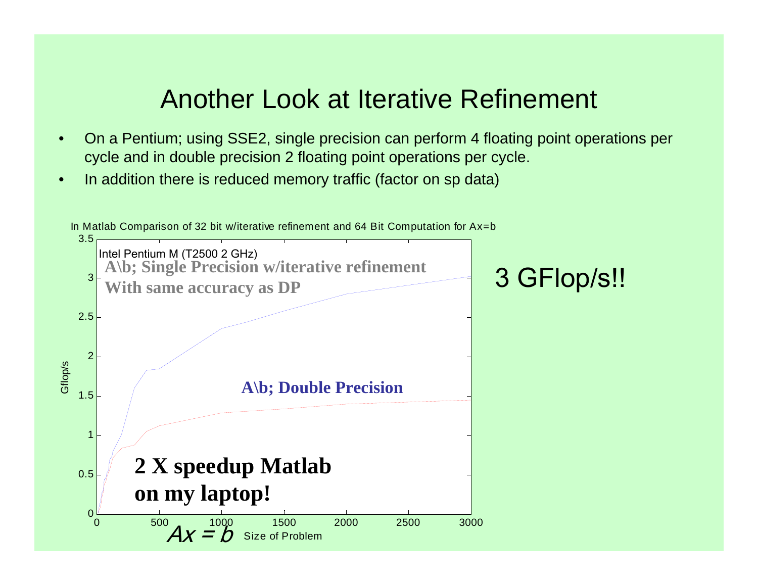# Another Look at Iterative Refinement

- On a Pentium; using SSE2, single precision can perform 4 floating point operations per cycle and in double precision 2 floating point operations per cycle.
- In addition there is reduced memory traffic (factor on sp data)

In Matlab Comparison of 32 bit w/iterative refinement and 64 Bit Computation for Ax=b

Intel Pentium M (T2500 2 GHz)

**A\b; Single Precision w/iterative refinement With same accuracy as DP**

**A\b; Double Precision**

**2 X speedup Matlab on my laptop!**

Gflop/s

$Ax = b$ Size of Problem

3 GFlop/s!!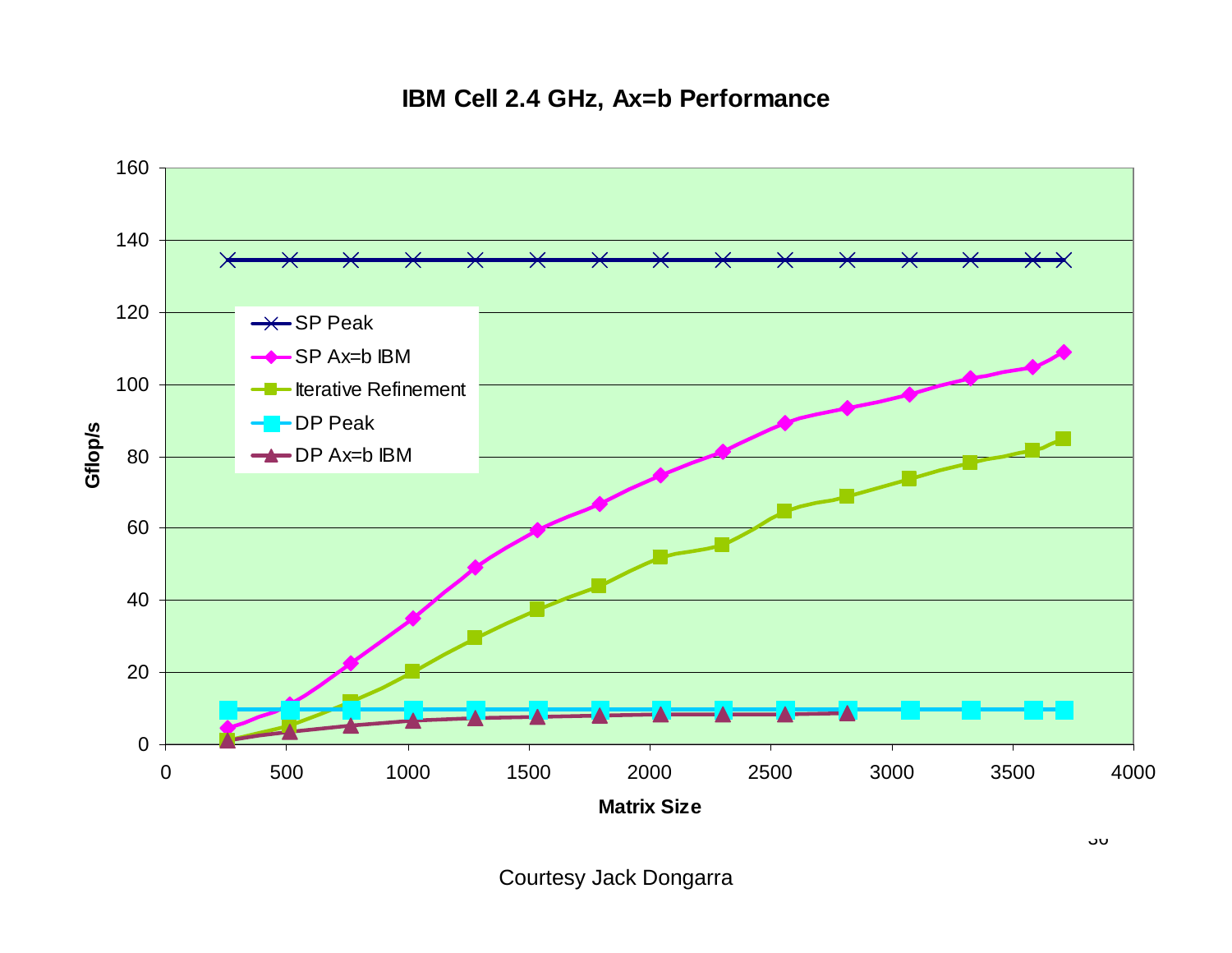**IBM Cell 2.4 GHz, Ax=b Performance**

160

140

120

100

80

60

40

20

0

Gflop/s

0 500 1000 1500 2000 2500 3000 3500 4000

**Matrix Size**

SP Peak

SP Ax=b IBM

Iterative Refinement

DP Peak

DP Ax=b IBM

Courtesy Jack Dongarra